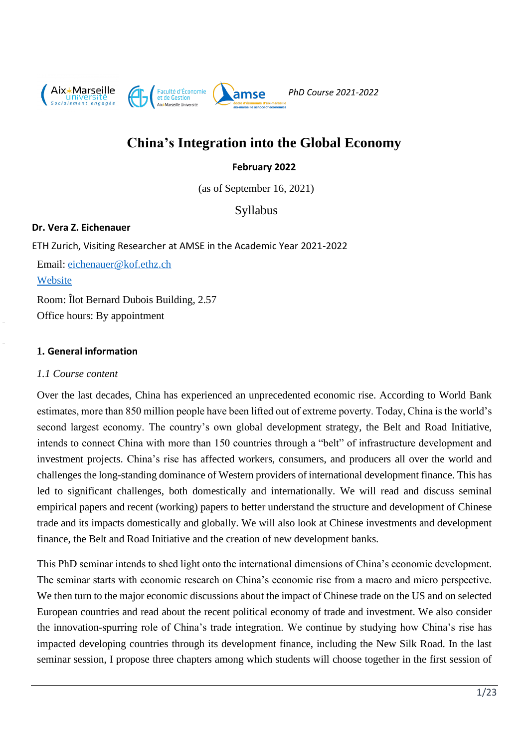PhD Course 2021-2022

# China's Integration into the Global Economy

**February 2022**

(as of September 16, 2021)

Syllabus

**Dr. Vera Z. Eichenauer**

ETH Zurich, Visiting Researcher at AMSE in the Academic Year 2021-2022

Email: eichenauer@kof.ethz.ch

Website

Room: Îlot Bernard Dubois Building, 2.57

Office hours: By appointment

## 1. General information

### *1.1 Course content*

Over the last decades, China has experienced an unprecedented economic rise. According to World Bank estimates, more than 850 million people have been lifted out of extreme poverty. Today, China is the world's second largest economy. The country's own global development strategy, the Belt and Road Initiative, intends to connect China with more than 150 countries through a "belt" of infrastructure development and investment projects. China's rise has affected workers, consumers, and producers all over the world and challenges the long-standing dominance of Western providers of international development finance. This has led to significant challenges, both domestically and internationally. We will read and discuss seminal empirical papers and recent (working) papers to better understand the structure and development of Chinese trade and its impacts domestically and globally. We will also look at Chinese investments and development finance, the Belt and Road Initiative and the creation of new development banks.

This PhD seminar intends to shed light onto the international dimensions of China's economic development. The seminar starts with economic research on China's economic rise from a macro and micro perspective. We then turn to the major economic discussions about the impact of Chinese trade on the US and on selected European countries and read about the recent political economy of trade and investment. We also consider the innovation-spurring role of China's trade integration. We continue by studying how China's rise has impacted developing countries through its development finance, including the New Silk Road. In the last seminar session, I propose three chapters among which students will choose together in the first session of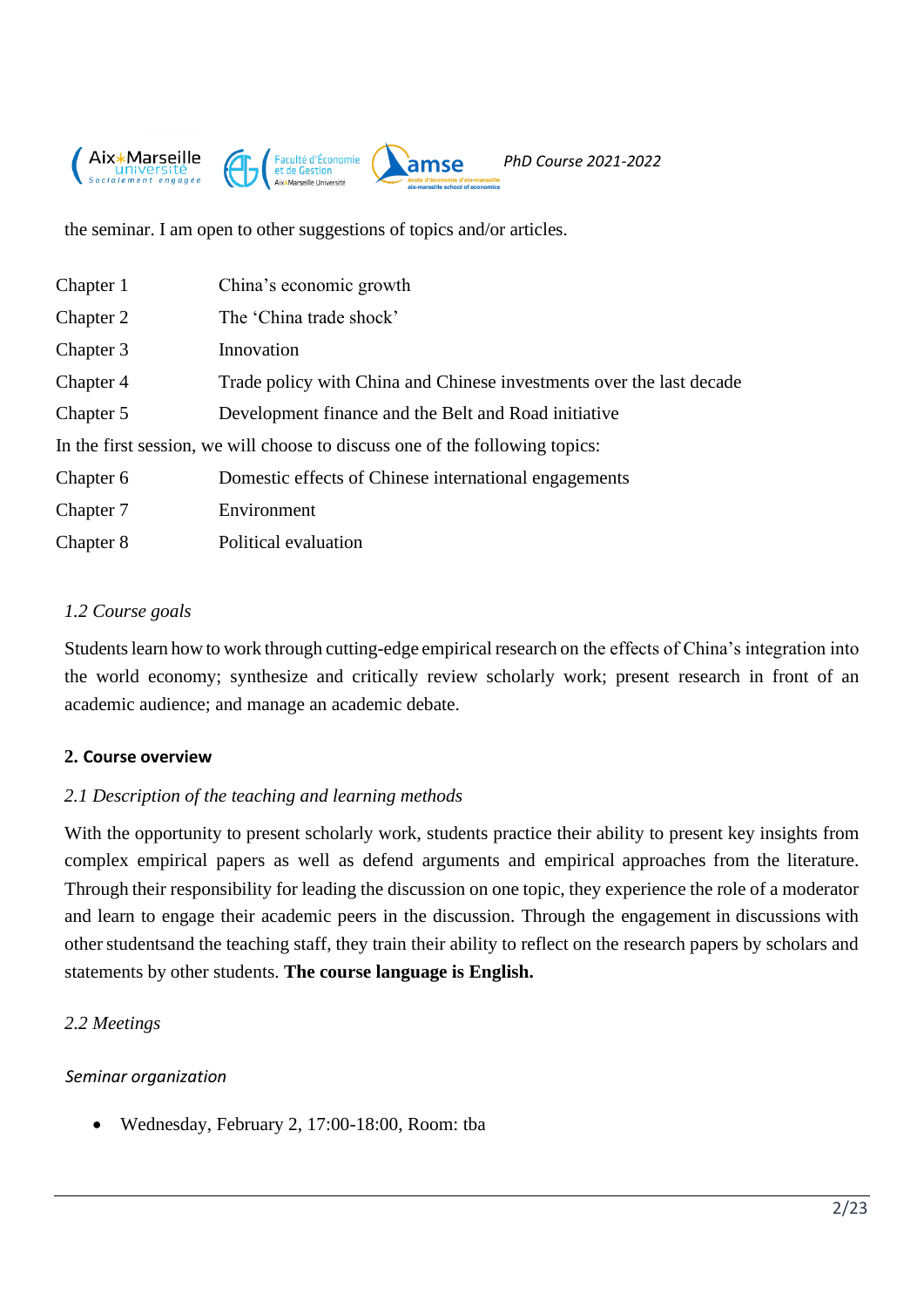the seminar. I am open to other suggestions of topics and/or articles.

| | |
|---|---|
| Chapter 1 | China's economic growth |
| Chapter 2 | The 'China trade shock' |
| Chapter 3 | Innovation |
| Chapter 4 | Trade policy with China and Chinese investments over the last decade |
| Chapter 5 | Development finance and the Belt and Road initiative |

In the first session, we will choose to discuss one of the following topics:

| | |
|---|---|
| Chapter 6 | Domestic effects of Chinese international engagements |
| Chapter 7 | Environment |
| Chapter 8 | Political evaluation |

### *1.2 Course goals*

Students learn how to work through cutting-edge empirical research on the effects of China's integration into the world economy; synthesize and critically review scholarly work; present research in front of an academic audience; and manage an academic debate.

## 2. Course overview

### *2.1 Description of the teaching and learning methods*

With the opportunity to present scholarly work, students practice their ability to present key insights from complex empirical papers as well as defend arguments and empirical approaches from the literature. Through their responsibility for leading the discussion on one topic, they experience the role of a moderator and learn to engage their academic peers in the discussion. Through the engagement in discussions with other studentsand the teaching staff, they train their ability to reflect on the research papers by scholars and statements by other students. **The course language is English.**

### *2.2 Meetings*

#### *Seminar organization*

- Wednesday, February 2, 17:00-18:00, Room: tba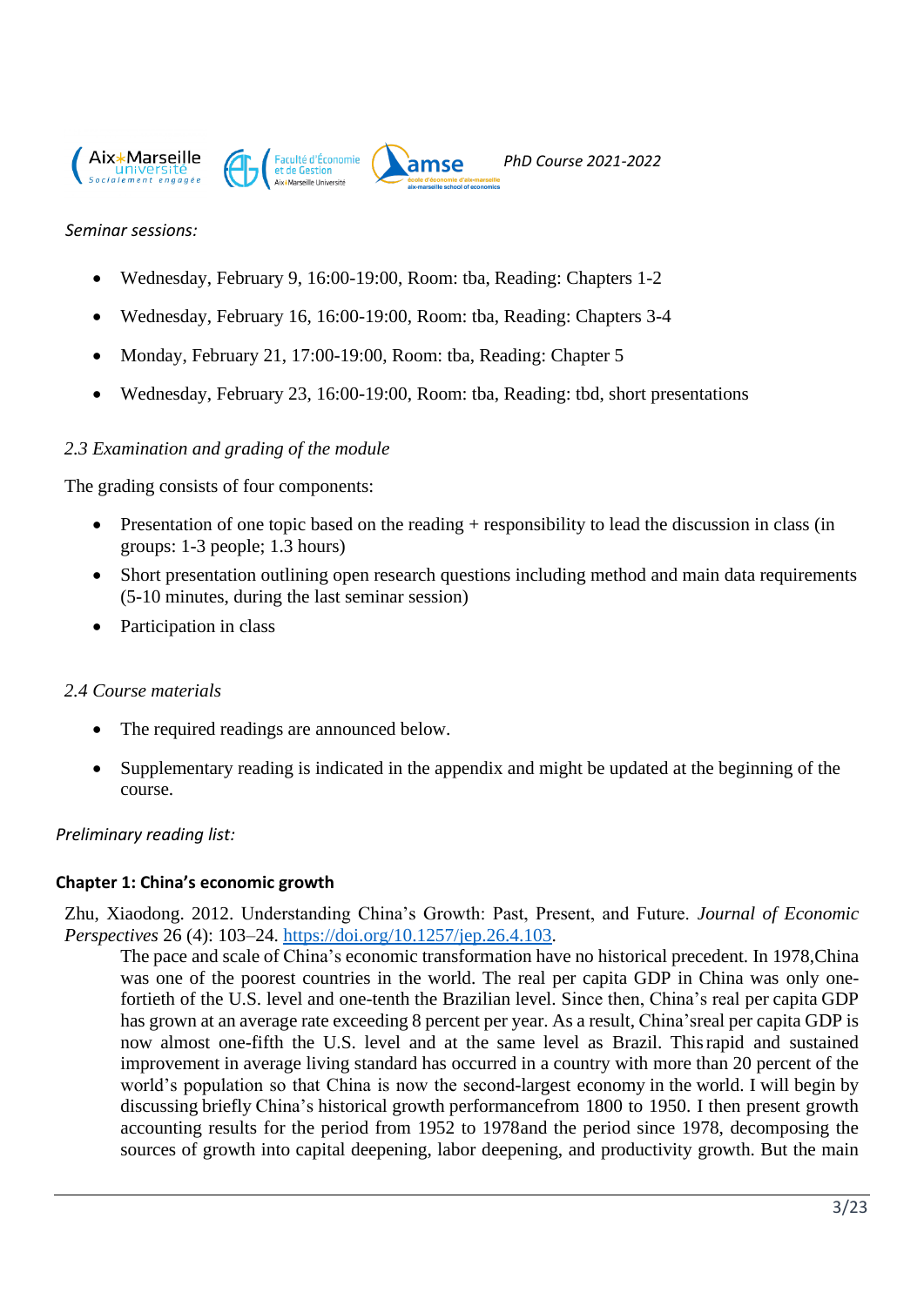*Seminar sessions:*

- Wednesday, February 9, 16:00-19:00, Room: tba, Reading: Chapters 1-2
- Wednesday, February 16, 16:00-19:00, Room: tba, Reading: Chapters 3-4
- Monday, February 21, 17:00-19:00, Room: tba, Reading: Chapter 5
- Wednesday, February 23, 16:00-19:00, Room: tba, Reading: tbd, short presentations

### *2.3 Examination and grading of the module*

The grading consists of four components:

- Presentation of one topic based on the reading + responsibility to lead the discussion in class (in groups: 1-3 people; 1.3 hours)
- Short presentation outlining open research questions including method and main data requirements (5-10 minutes, during the last seminar session)
- Participation in class

### *2.4 Course materials*

- The required readings are announced below.
- Supplementary reading is indicated in the appendix and might be updated at the beginning of the course.

*Preliminary reading list:*

#### **Chapter 1: China's economic growth**

Zhu, Xiaodong. 2012. Understanding China's Growth: Past, Present, and Future. *Journal of Economic Perspectives* 26 (4): 103–24. https://doi.org/10.1257/jep.26.4.103.

> The pace and scale of China's economic transformation have no historical precedent. In 1978,China was one of the poorest countries in the world. The real per capita GDP in China was only one-fortieth of the U.S. level and one-tenth the Brazilian level. Since then, China's real per capita GDP has grown at an average rate exceeding 8 percent per year. As a result, China'sreal per capita GDP is now almost one-fifth the U.S. level and at the same level as Brazil. This rapid and sustained improvement in average living standard has occurred in a country with more than 20 percent of the world's population so that China is now the second-largest economy in the world. I will begin by discussing briefly China's historical growth performancefrom 1800 to 1950. I then present growth accounting results for the period from 1952 to 1978and the period since 1978, decomposing the sources of growth into capital deepening, labor deepening, and productivity growth. But the main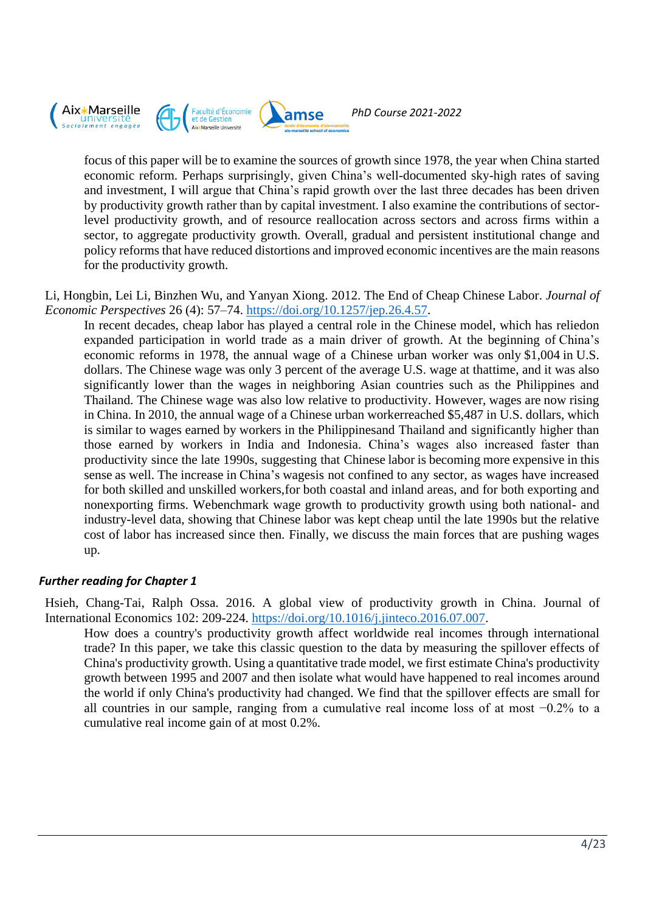focus of this paper will be to examine the sources of growth since 1978, the year when China started economic reform. Perhaps surprisingly, given China's well-documented sky-high rates of saving and investment, I will argue that China's rapid growth over the last three decades has been driven by productivity growth rather than by capital investment. I also examine the contributions of sector-level productivity growth, and of resource reallocation across sectors and across firms within a sector, to aggregate productivity growth. Overall, gradual and persistent institutional change and policy reforms that have reduced distortions and improved economic incentives are the main reasons for the productivity growth.

Li, Hongbin, Lei Li, Binzhen Wu, and Yanyan Xiong. 2012. The End of Cheap Chinese Labor. *Journal of Economic Perspectives* 26 (4): 57–74. https://doi.org/10.1257/jep.26.4.57.

In recent decades, cheap labor has played a central role in the Chinese model, which has reliedon expanded participation in world trade as a main driver of growth. At the beginning of China's economic reforms in 1978, the annual wage of a Chinese urban worker was only $1,004 in U.S. dollars. The Chinese wage was only 3 percent of the average U.S. wage at thattime, and it was also significantly lower than the wages in neighboring Asian countries such as the Philippines and Thailand. The Chinese wage was also low relative to productivity. However, wages are now rising in China. In 2010, the annual wage of a Chinese urban workerreached $5,487 in U.S. dollars, which is similar to wages earned by workers in the Philippinesand Thailand and significantly higher than those earned by workers in India and Indonesia. China's wages also increased faster than productivity since the late 1990s, suggesting that Chinese labor is becoming more expensive in this sense as well. The increase in China's wagesis not confined to any sector, as wages have increased for both skilled and unskilled workers,for both coastal and inland areas, and for both exporting and nonexporting firms. Webenchmark wage growth to productivity growth using both national- and industry-level data, showing that Chinese labor was kept cheap until the late 1990s but the relative cost of labor has increased since then. Finally, we discuss the main forces that are pushing wages up.

### *Further reading for Chapter 1*

Hsieh, Chang-Tai, Ralph Ossa. 2016. A global view of productivity growth in China. Journal of International Economics 102: 209-224. https://doi.org/10.1016/j.jinteco.2016.07.007.

How does a country's productivity growth affect worldwide real incomes through international trade? In this paper, we take this classic question to the data by measuring the spillover effects of China's productivity growth. Using a quantitative trade model, we first estimate China's productivity growth between 1995 and 2007 and then isolate what would have happened to real incomes around the world if only China's productivity had changed. We find that the spillover effects are small for all countries in our sample, ranging from a cumulative real income loss of at most −0.2% to a cumulative real income gain of at most 0.2%.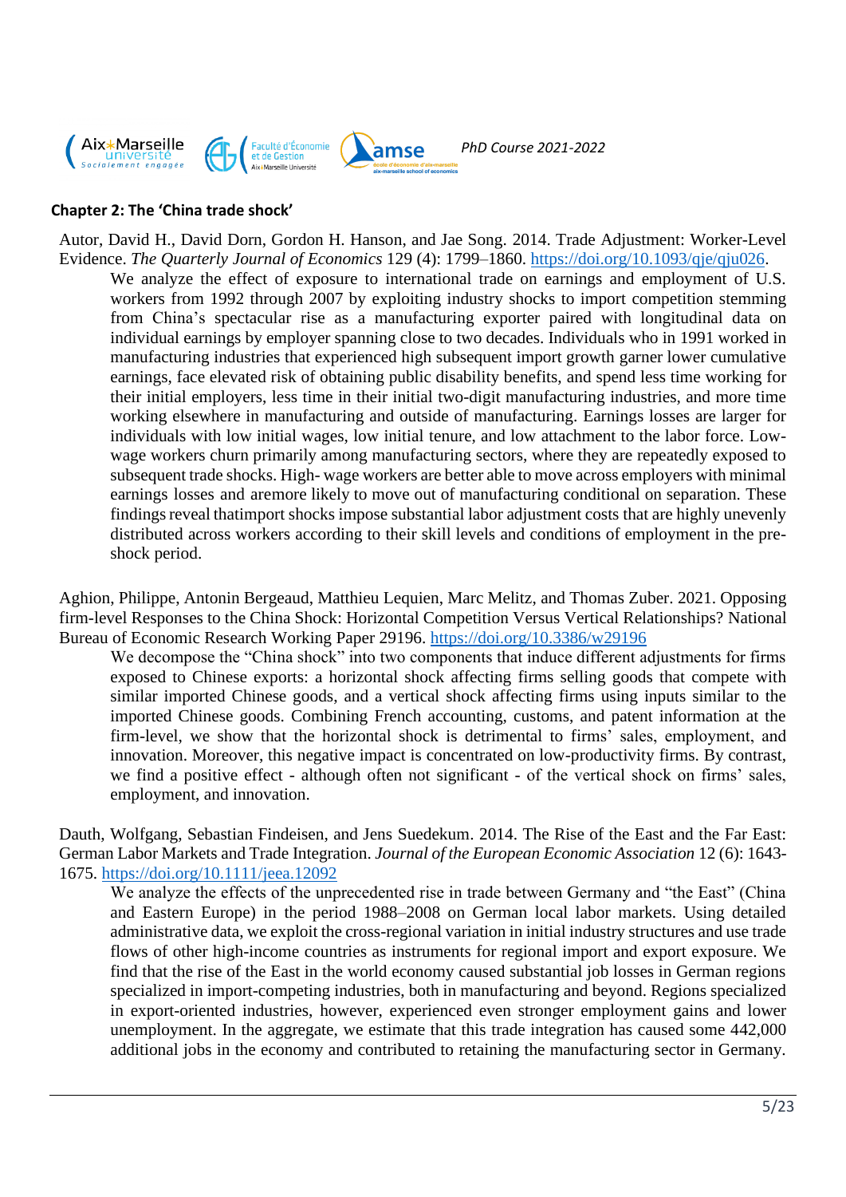## Chapter 2: The 'China trade shock'

Autor, David H., David Dorn, Gordon H. Hanson, and Jae Song. 2014. Trade Adjustment: Worker-Level Evidence. *The Quarterly Journal of Economics* 129 (4): 1799–1860. https://doi.org/10.1093/qje/qju026.

> We analyze the effect of exposure to international trade on earnings and employment of U.S. workers from 1992 through 2007 by exploiting industry shocks to import competition stemming from China's spectacular rise as a manufacturing exporter paired with longitudinal data on individual earnings by employer spanning close to two decades. Individuals who in 1991 worked in manufacturing industries that experienced high subsequent import growth garner lower cumulative earnings, face elevated risk of obtaining public disability benefits, and spend less time working for their initial employers, less time in their initial two-digit manufacturing industries, and more time working elsewhere in manufacturing and outside of manufacturing. Earnings losses are larger for individuals with low initial wages, low initial tenure, and low attachment to the labor force. Low-wage workers churn primarily among manufacturing sectors, where they are repeatedly exposed to subsequent trade shocks. High- wage workers are better able to move across employers with minimal earnings losses and aremore likely to move out of manufacturing conditional on separation. These findings reveal thatimport shocks impose substantial labor adjustment costs that are highly unevenly distributed across workers according to their skill levels and conditions of employment in the pre-shock period.

Aghion, Philippe, Antonin Bergeaud, Matthieu Lequien, Marc Melitz, and Thomas Zuber. 2021. Opposing firm-level Responses to the China Shock: Horizontal Competition Versus Vertical Relationships? National Bureau of Economic Research Working Paper 29196. https://doi.org/10.3386/w29196

> We decompose the "China shock" into two components that induce different adjustments for firms exposed to Chinese exports: a horizontal shock affecting firms selling goods that compete with similar imported Chinese goods, and a vertical shock affecting firms using inputs similar to the imported Chinese goods. Combining French accounting, customs, and patent information at the firm-level, we show that the horizontal shock is detrimental to firms' sales, employment, and innovation. Moreover, this negative impact is concentrated on low-productivity firms. By contrast, we find a positive effect - although often not significant - of the vertical shock on firms' sales, employment, and innovation.

Dauth, Wolfgang, Sebastian Findeisen, and Jens Suedekum. 2014. The Rise of the East and the Far East: German Labor Markets and Trade Integration. *Journal of the European Economic Association* 12 (6): 1643-1675. https://doi.org/10.1111/jeea.12092

> We analyze the effects of the unprecedented rise in trade between Germany and "the East" (China and Eastern Europe) in the period 1988–2008 on German local labor markets. Using detailed administrative data, we exploit the cross-regional variation in initial industry structures and use trade flows of other high-income countries as instruments for regional import and export exposure. We find that the rise of the East in the world economy caused substantial job losses in German regions specialized in import-competing industries, both in manufacturing and beyond. Regions specialized in export-oriented industries, however, experienced even stronger employment gains and lower unemployment. In the aggregate, we estimate that this trade integration has caused some 442,000 additional jobs in the economy and contributed to retaining the manufacturing sector in Germany.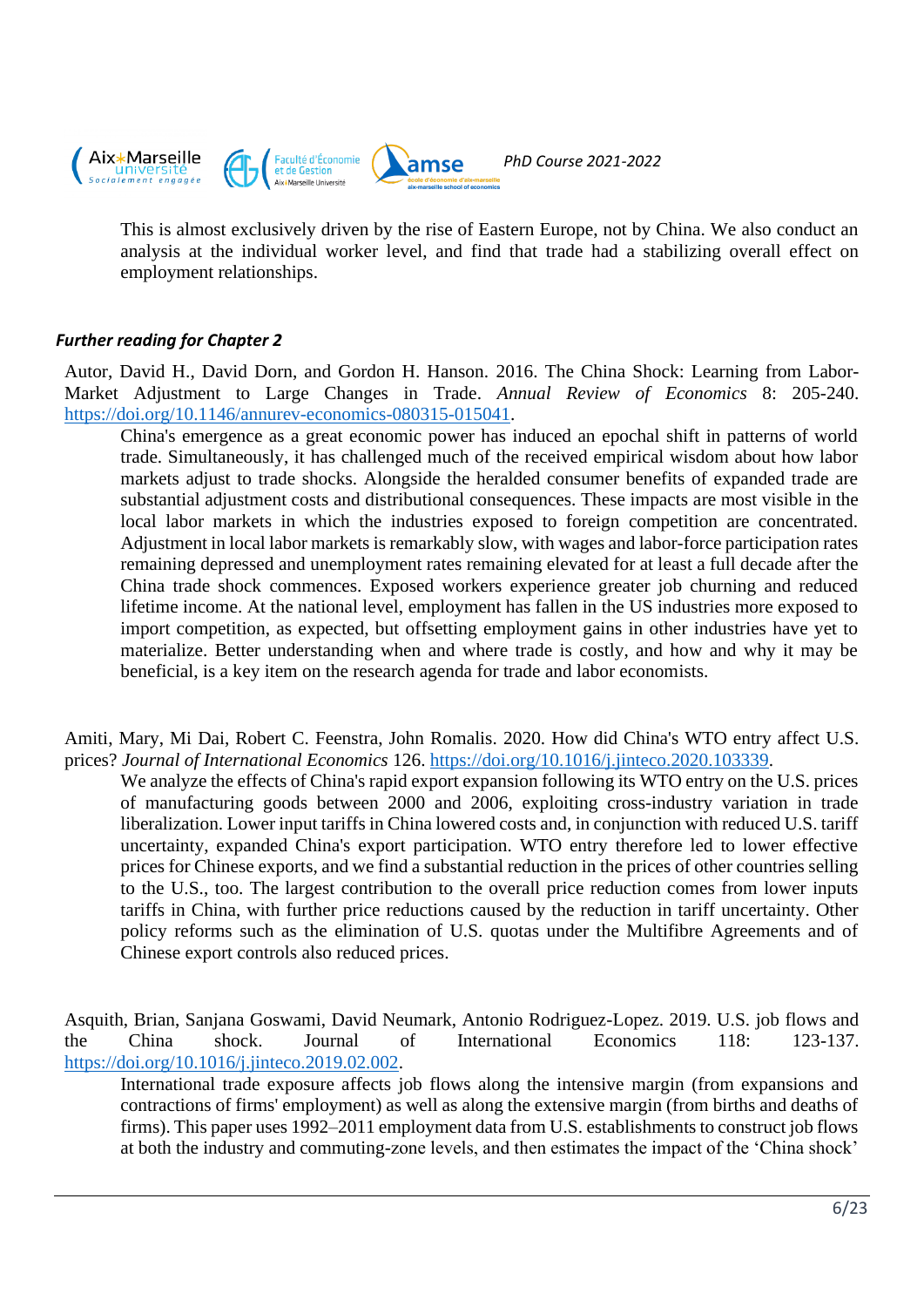This is almost exclusively driven by the rise of Eastern Europe, not by China. We also conduct an analysis at the individual worker level, and find that trade had a stabilizing overall effect on employment relationships.

### *Further reading for Chapter 2*

Autor, David H., David Dorn, and Gordon H. Hanson. 2016. The China Shock: Learning from Labor-Market Adjustment to Large Changes in Trade. *Annual Review of Economics* 8: 205-240. https://doi.org/10.1146/annurev-economics-080315-015041.

> China's emergence as a great economic power has induced an epochal shift in patterns of world trade. Simultaneously, it has challenged much of the received empirical wisdom about how labor markets adjust to trade shocks. Alongside the heralded consumer benefits of expanded trade are substantial adjustment costs and distributional consequences. These impacts are most visible in the local labor markets in which the industries exposed to foreign competition are concentrated. Adjustment in local labor markets is remarkably slow, with wages and labor-force participation rates remaining depressed and unemployment rates remaining elevated for at least a full decade after the China trade shock commences. Exposed workers experience greater job churning and reduced lifetime income. At the national level, employment has fallen in the US industries more exposed to import competition, as expected, but offsetting employment gains in other industries have yet to materialize. Better understanding when and where trade is costly, and how and why it may be beneficial, is a key item on the research agenda for trade and labor economists.

Amiti, Mary, Mi Dai, Robert C. Feenstra, John Romalis. 2020. How did China's WTO entry affect U.S. prices? *Journal of International Economics* 126. https://doi.org/10.1016/j.jinteco.2020.103339.

> We analyze the effects of China's rapid export expansion following its WTO entry on the U.S. prices of manufacturing goods between 2000 and 2006, exploiting cross-industry variation in trade liberalization. Lower input tariffs in China lowered costs and, in conjunction with reduced U.S. tariff uncertainty, expanded China's export participation. WTO entry therefore led to lower effective prices for Chinese exports, and we find a substantial reduction in the prices of other countries selling to the U.S., too. The largest contribution to the overall price reduction comes from lower inputs tariffs in China, with further price reductions caused by the reduction in tariff uncertainty. Other policy reforms such as the elimination of U.S. quotas under the Multifibre Agreements and of Chinese export controls also reduced prices.

Asquith, Brian, Sanjana Goswami, David Neumark, Antonio Rodriguez-Lopez. 2019. U.S. job flows and the China shock. Journal of International Economics 118: 123-137. https://doi.org/10.1016/j.jinteco.2019.02.002.

> International trade exposure affects job flows along the intensive margin (from expansions and contractions of firms' employment) as well as along the extensive margin (from births and deaths of firms). This paper uses 1992–2011 employment data from U.S. establishments to construct job flows at both the industry and commuting-zone levels, and then estimates the impact of the 'China shock'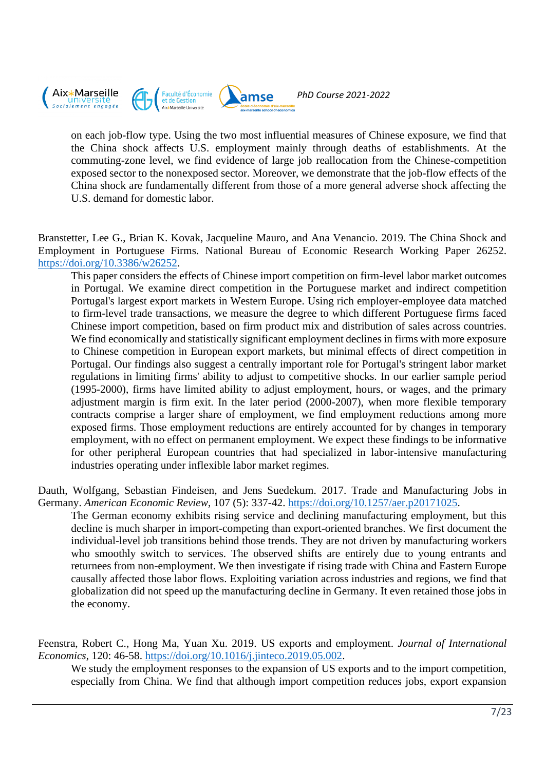on each job-flow type. Using the two most influential measures of Chinese exposure, we find that the China shock affects U.S. employment mainly through deaths of establishments. At the commuting-zone level, we find evidence of large job reallocation from the Chinese-competition exposed sector to the nonexposed sector. Moreover, we demonstrate that the job-flow effects of the China shock are fundamentally different from those of a more general adverse shock affecting the U.S. demand for domestic labor.

Branstetter, Lee G., Brian K. Kovak, Jacqueline Mauro, and Ana Venancio. 2019. The China Shock and Employment in Portuguese Firms. National Bureau of Economic Research Working Paper 26252. https://doi.org/10.3386/w26252.

This paper considers the effects of Chinese import competition on firm-level labor market outcomes in Portugal. We examine direct competition in the Portuguese market and indirect competition Portugal's largest export markets in Western Europe. Using rich employer-employee data matched to firm-level trade transactions, we measure the degree to which different Portuguese firms faced Chinese import competition, based on firm product mix and distribution of sales across countries. We find economically and statistically significant employment declines in firms with more exposure to Chinese competition in European export markets, but minimal effects of direct competition in Portugal. Our findings also suggest a centrally important role for Portugal's stringent labor market regulations in limiting firms' ability to adjust to competitive shocks. In our earlier sample period (1995-2000), firms have limited ability to adjust employment, hours, or wages, and the primary adjustment margin is firm exit. In the later period (2000-2007), when more flexible temporary contracts comprise a larger share of employment, we find employment reductions among more exposed firms. Those employment reductions are entirely accounted for by changes in temporary employment, with no effect on permanent employment. We expect these findings to be informative for other peripheral European countries that had specialized in labor-intensive manufacturing industries operating under inflexible labor market regimes.

Dauth, Wolfgang, Sebastian Findeisen, and Jens Suedekum. 2017. Trade and Manufacturing Jobs in Germany. *American Economic Review*, 107 (5): 337-42. https://doi.org/10.1257/aer.p20171025.

The German economy exhibits rising service and declining manufacturing employment, but this decline is much sharper in import-competing than export-oriented branches. We first document the individual-level job transitions behind those trends. They are not driven by manufacturing workers who smoothly switch to services. The observed shifts are entirely due to young entrants and returnees from non-employment. We then investigate if rising trade with China and Eastern Europe causally affected those labor flows. Exploiting variation across industries and regions, we find that globalization did not speed up the manufacturing decline in Germany. It even retained those jobs in the economy.

Feenstra, Robert C., Hong Ma, Yuan Xu. 2019. US exports and employment. *Journal of International Economics*, 120: 46-58. https://doi.org/10.1016/j.jinteco.2019.05.002.

We study the employment responses to the expansion of US exports and to the import competition, especially from China. We find that although import competition reduces jobs, export expansion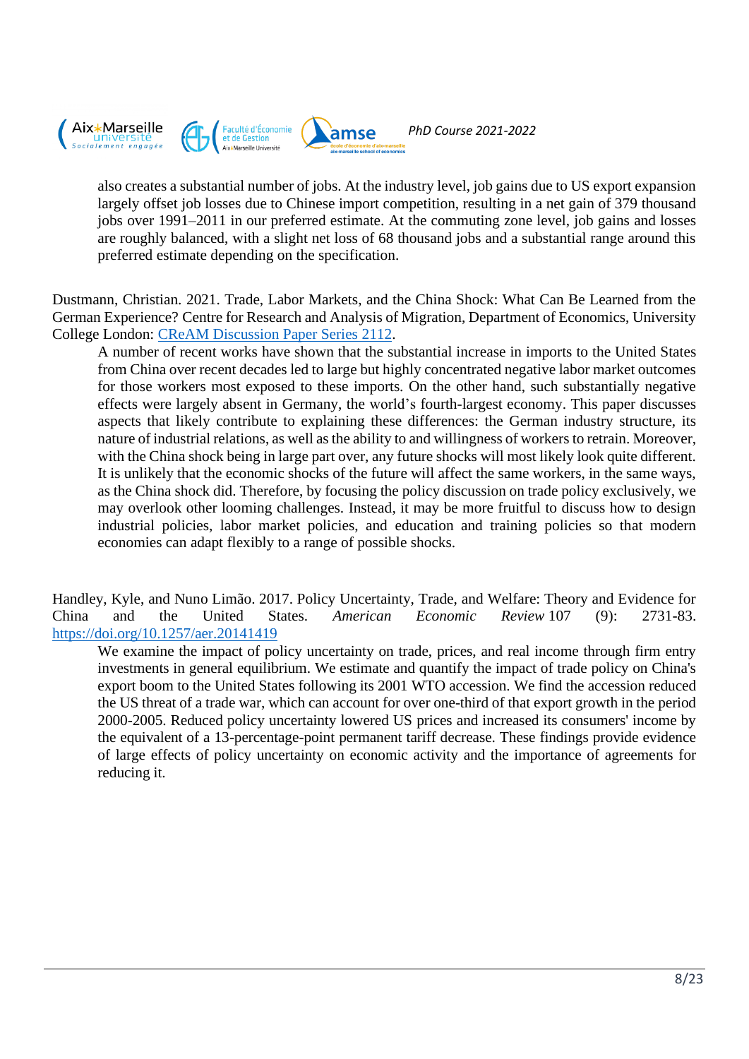also creates a substantial number of jobs. At the industry level, job gains due to US export expansion largely offset job losses due to Chinese import competition, resulting in a net gain of 379 thousand jobs over 1991–2011 in our preferred estimate. At the commuting zone level, job gains and losses are roughly balanced, with a slight net loss of 68 thousand jobs and a substantial range around this preferred estimate depending on the specification.

Dustmann, Christian. 2021. Trade, Labor Markets, and the China Shock: What Can Be Learned from the German Experience? Centre for Research and Analysis of Migration, Department of Economics, University College London: [CReAM Discussion Paper Series 2112](CReAM Discussion Paper Series 2112).

> A number of recent works have shown that the substantial increase in imports to the United States from China over recent decades led to large but highly concentrated negative labor market outcomes for those workers most exposed to these imports. On the other hand, such substantially negative effects were largely absent in Germany, the world's fourth-largest economy. This paper discusses aspects that likely contribute to explaining these differences: the German industry structure, its nature of industrial relations, as well as the ability to and willingness of workers to retrain. Moreover, with the China shock being in large part over, any future shocks will most likely look quite different. It is unlikely that the economic shocks of the future will affect the same workers, in the same ways, as the China shock did. Therefore, by focusing the policy discussion on trade policy exclusively, we may overlook other looming challenges. Instead, it may be more fruitful to discuss how to design industrial policies, labor market policies, and education and training policies so that modern economies can adapt flexibly to a range of possible shocks.

Handley, Kyle, and Nuno Limão. 2017. Policy Uncertainty, Trade, and Welfare: Theory and Evidence for China and the United States. *American Economic Review* 107 (9): 2731-83. https://doi.org/10.1257/aer.20141419

> We examine the impact of policy uncertainty on trade, prices, and real income through firm entry investments in general equilibrium. We estimate and quantify the impact of trade policy on China's export boom to the United States following its 2001 WTO accession. We find the accession reduced the US threat of a trade war, which can account for over one-third of that export growth in the period 2000-2005. Reduced policy uncertainty lowered US prices and increased its consumers' income by the equivalent of a 13-percentage-point permanent tariff decrease. These findings provide evidence of large effects of policy uncertainty on economic activity and the importance of agreements for reducing it.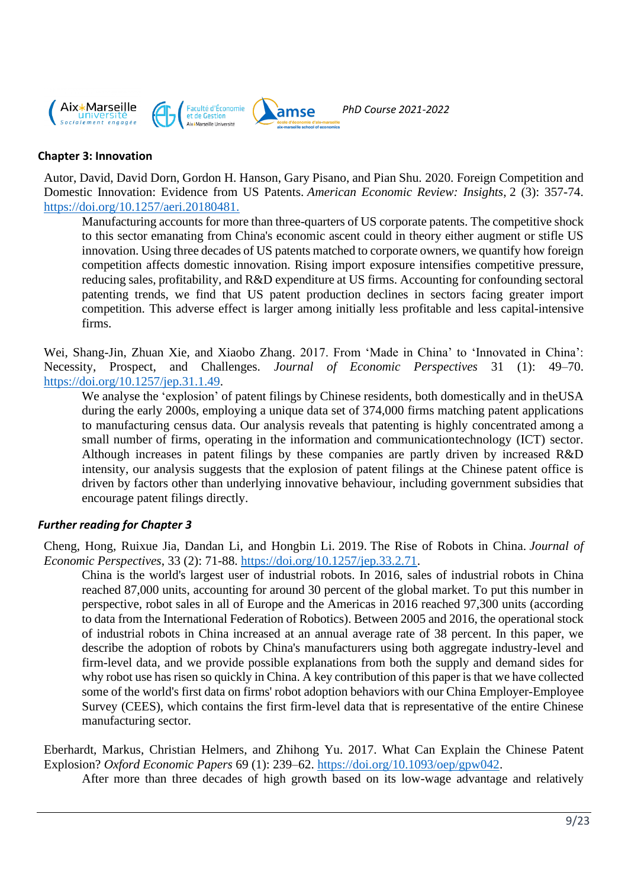## Chapter 3: Innovation

Autor, David, David Dorn, Gordon H. Hanson, Gary Pisano, and Pian Shu. 2020. Foreign Competition and Domestic Innovation: Evidence from US Patents. *American Economic Review: Insights*, 2 (3): 357-74. https://doi.org/10.1257/aeri.20180481.

> Manufacturing accounts for more than three-quarters of US corporate patents. The competitive shock to this sector emanating from China's economic ascent could in theory either augment or stifle US innovation. Using three decades of US patents matched to corporate owners, we quantify how foreign competition affects domestic innovation. Rising import exposure intensifies competitive pressure, reducing sales, profitability, and R&D expenditure at US firms. Accounting for confounding sectoral patenting trends, we find that US patent production declines in sectors facing greater import competition. This adverse effect is larger among initially less profitable and less capital-intensive firms.

Wei, Shang-Jin, Zhuan Xie, and Xiaobo Zhang. 2017. From 'Made in China' to 'Innovated in China': Necessity, Prospect, and Challenges. *Journal of Economic Perspectives* 31 (1): 49–70. https://doi.org/10.1257/jep.31.1.49.

> We analyse the 'explosion' of patent filings by Chinese residents, both domestically and in theUSA during the early 2000s, employing a unique data set of 374,000 firms matching patent applications to manufacturing census data. Our analysis reveals that patenting is highly concentrated among a small number of firms, operating in the information and communicationtechnology (ICT) sector. Although increases in patent filings by these companies are partly driven by increased R&D intensity, our analysis suggests that the explosion of patent filings at the Chinese patent office is driven by factors other than underlying innovative behaviour, including government subsidies that encourage patent filings directly.

### *Further reading for Chapter 3*

Cheng, Hong, Ruixue Jia, Dandan Li, and Hongbin Li. 2019. The Rise of Robots in China. *Journal of Economic Perspectives*, 33 (2): 71-88. https://doi.org/10.1257/jep.33.2.71.

> China is the world's largest user of industrial robots. In 2016, sales of industrial robots in China reached 87,000 units, accounting for around 30 percent of the global market. To put this number in perspective, robot sales in all of Europe and the Americas in 2016 reached 97,300 units (according to data from the International Federation of Robotics). Between 2005 and 2016, the operational stock of industrial robots in China increased at an annual average rate of 38 percent. In this paper, we describe the adoption of robots by China's manufacturers using both aggregate industry-level and firm-level data, and we provide possible explanations from both the supply and demand sides for why robot use has risen so quickly in China. A key contribution of this paper is that we have collected some of the world's first data on firms' robot adoption behaviors with our China Employer-Employee Survey (CEES), which contains the first firm-level data that is representative of the entire Chinese manufacturing sector.

Eberhardt, Markus, Christian Helmers, and Zhihong Yu. 2017. What Can Explain the Chinese Patent Explosion? *Oxford Economic Papers* 69 (1): 239–62. https://doi.org/10.1093/oep/gpw042.

> After more than three decades of high growth based on its low-wage advantage and relatively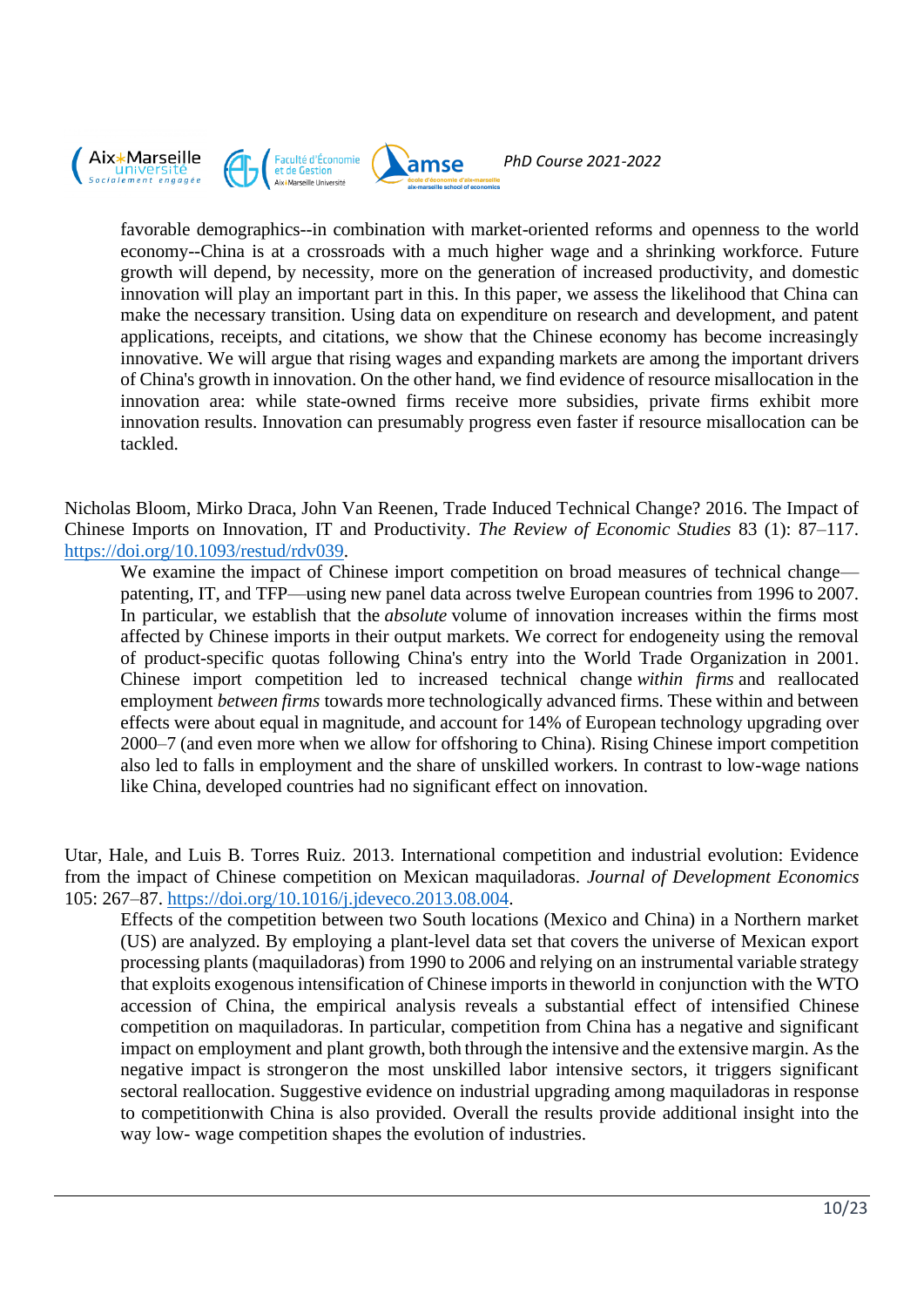favorable demographics--in combination with market-oriented reforms and openness to the world economy--China is at a crossroads with a much higher wage and a shrinking workforce. Future growth will depend, by necessity, more on the generation of increased productivity, and domestic innovation will play an important part in this. In this paper, we assess the likelihood that China can make the necessary transition. Using data on expenditure on research and development, and patent applications, receipts, and citations, we show that the Chinese economy has become increasingly innovative. We will argue that rising wages and expanding markets are among the important drivers of China's growth in innovation. On the other hand, we find evidence of resource misallocation in the innovation area: while state-owned firms receive more subsidies, private firms exhibit more innovation results. Innovation can presumably progress even faster if resource misallocation can be tackled.

Nicholas Bloom, Mirko Draca, John Van Reenen, Trade Induced Technical Change? 2016. The Impact of Chinese Imports on Innovation, IT and Productivity. *The Review of Economic Studies* 83 (1): 87–117. https://doi.org/10.1093/restud/rdv039.

> We examine the impact of Chinese import competition on broad measures of technical change—patenting, IT, and TFP—using new panel data across twelve European countries from 1996 to 2007. In particular, we establish that the *absolute* volume of innovation increases within the firms most affected by Chinese imports in their output markets. We correct for endogeneity using the removal of product-specific quotas following China's entry into the World Trade Organization in 2001. Chinese import competition led to increased technical change *within firms* and reallocated employment *between firms* towards more technologically advanced firms. These within and between effects were about equal in magnitude, and account for 14% of European technology upgrading over 2000–7 (and even more when we allow for offshoring to China). Rising Chinese import competition also led to falls in employment and the share of unskilled workers. In contrast to low-wage nations like China, developed countries had no significant effect on innovation.

Utar, Hale, and Luis B. Torres Ruiz. 2013. International competition and industrial evolution: Evidence from the impact of Chinese competition on Mexican maquiladoras. *Journal of Development Economics* 105: 267–87. https://doi.org/10.1016/j.jdeveco.2013.08.004.

> Effects of the competition between two South locations (Mexico and China) in a Northern market (US) are analyzed. By employing a plant-level data set that covers the universe of Mexican export processing plants (maquiladoras) from 1990 to 2006 and relying on an instrumental variable strategy that exploits exogenous intensification of Chinese imports in theworld in conjunction with the WTO accession of China, the empirical analysis reveals a substantial effect of intensified Chinese competition on maquiladoras. In particular, competition from China has a negative and significant impact on employment and plant growth, both through the intensive and the extensive margin. As the negative impact is strongeron the most unskilled labor intensive sectors, it triggers significant sectoral reallocation. Suggestive evidence on industrial upgrading among maquiladoras in response to competitionwith China is also provided. Overall the results provide additional insight into the way low- wage competition shapes the evolution of industries.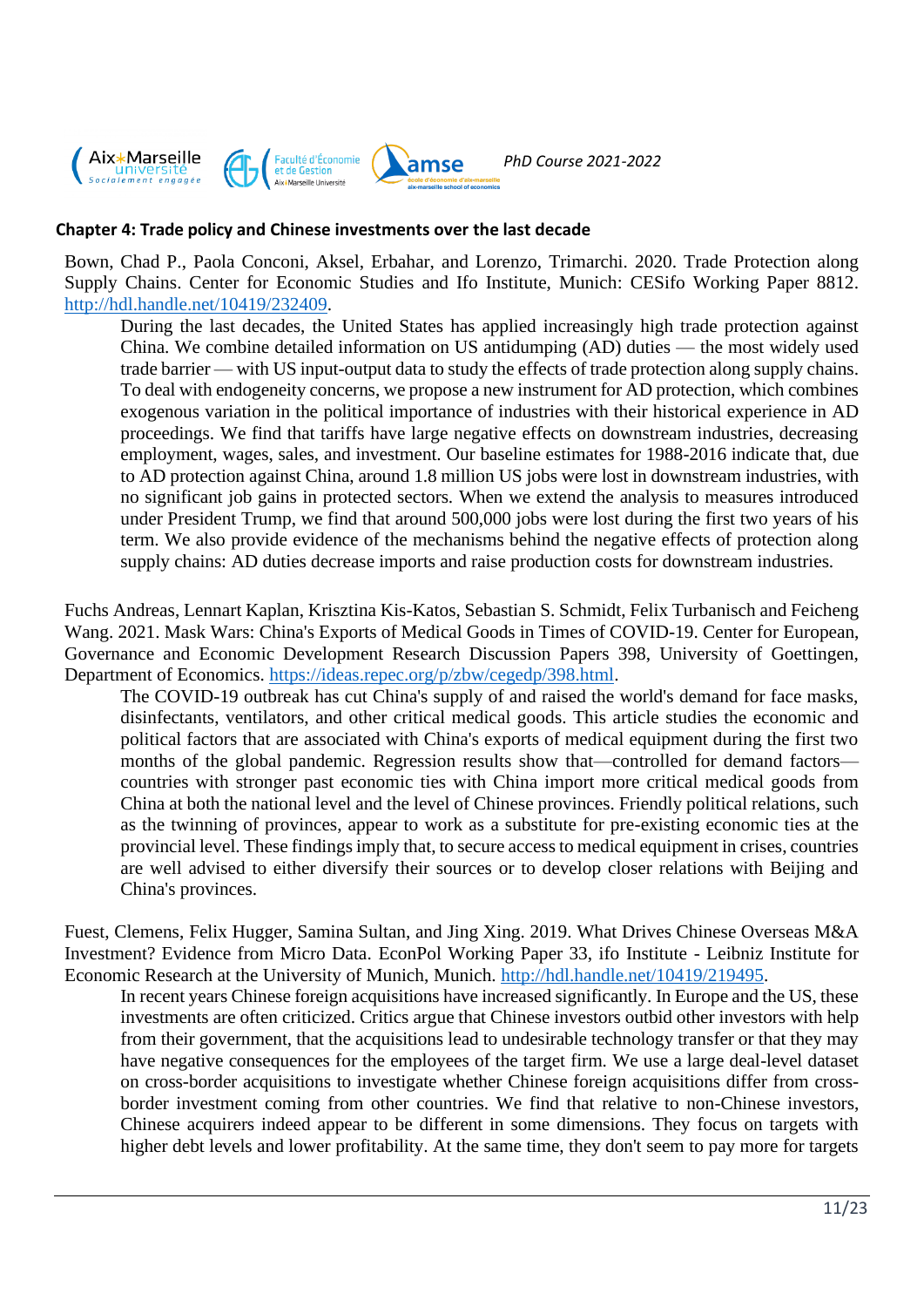### Chapter 4: Trade policy and Chinese investments over the last decade

Bown, Chad P., Paola Conconi, Aksel, Erbahar, and Lorenzo, Trimarchi. 2020. Trade Protection along Supply Chains. Center for Economic Studies and Ifo Institute, Munich: CESifo Working Paper 8812. http://hdl.handle.net/10419/232409.

> During the last decades, the United States has applied increasingly high trade protection against China. We combine detailed information on US antidumping (AD) duties — the most widely used trade barrier — with US input-output data to study the effects of trade protection along supply chains. To deal with endogeneity concerns, we propose a new instrument for AD protection, which combines exogenous variation in the political importance of industries with their historical experience in AD proceedings. We find that tariffs have large negative effects on downstream industries, decreasing employment, wages, sales, and investment. Our baseline estimates for 1988-2016 indicate that, due to AD protection against China, around 1.8 million US jobs were lost in downstream industries, with no significant job gains in protected sectors. When we extend the analysis to measures introduced under President Trump, we find that around 500,000 jobs were lost during the first two years of his term. We also provide evidence of the mechanisms behind the negative effects of protection along supply chains: AD duties decrease imports and raise production costs for downstream industries.

Fuchs Andreas, Lennart Kaplan, Krisztina Kis-Katos, Sebastian S. Schmidt, Felix Turbanisch and Feicheng Wang. 2021. Mask Wars: China's Exports of Medical Goods in Times of COVID-19. Center for European, Governance and Economic Development Research Discussion Papers 398, University of Goettingen, Department of Economics. https://ideas.repec.org/p/zbw/cegedp/398.html.

> The COVID-19 outbreak has cut China's supply of and raised the world's demand for face masks, disinfectants, ventilators, and other critical medical goods. This article studies the economic and political factors that are associated with China's exports of medical equipment during the first two months of the global pandemic. Regression results show that—controlled for demand factors—countries with stronger past economic ties with China import more critical medical goods from China at both the national level and the level of Chinese provinces. Friendly political relations, such as the twinning of provinces, appear to work as a substitute for pre-existing economic ties at the provincial level. These findings imply that, to secure access to medical equipment in crises, countries are well advised to either diversify their sources or to develop closer relations with Beijing and China's provinces.

Fuest, Clemens, Felix Hugger, Samina Sultan, and Jing Xing. 2019. What Drives Chinese Overseas M&A Investment? Evidence from Micro Data. EconPol Working Paper 33, ifo Institute - Leibniz Institute for Economic Research at the University of Munich, Munich. http://hdl.handle.net/10419/219495.

> In recent years Chinese foreign acquisitions have increased significantly. In Europe and the US, these investments are often criticized. Critics argue that Chinese investors outbid other investors with help from their government, that the acquisitions lead to undesirable technology transfer or that they may have negative consequences for the employees of the target firm. We use a large deal-level dataset on cross-border acquisitions to investigate whether Chinese foreign acquisitions differ from cross-border investment coming from other countries. We find that relative to non-Chinese investors, Chinese acquirers indeed appear to be different in some dimensions. They focus on targets with higher debt levels and lower profitability. At the same time, they don't seem to pay more for targets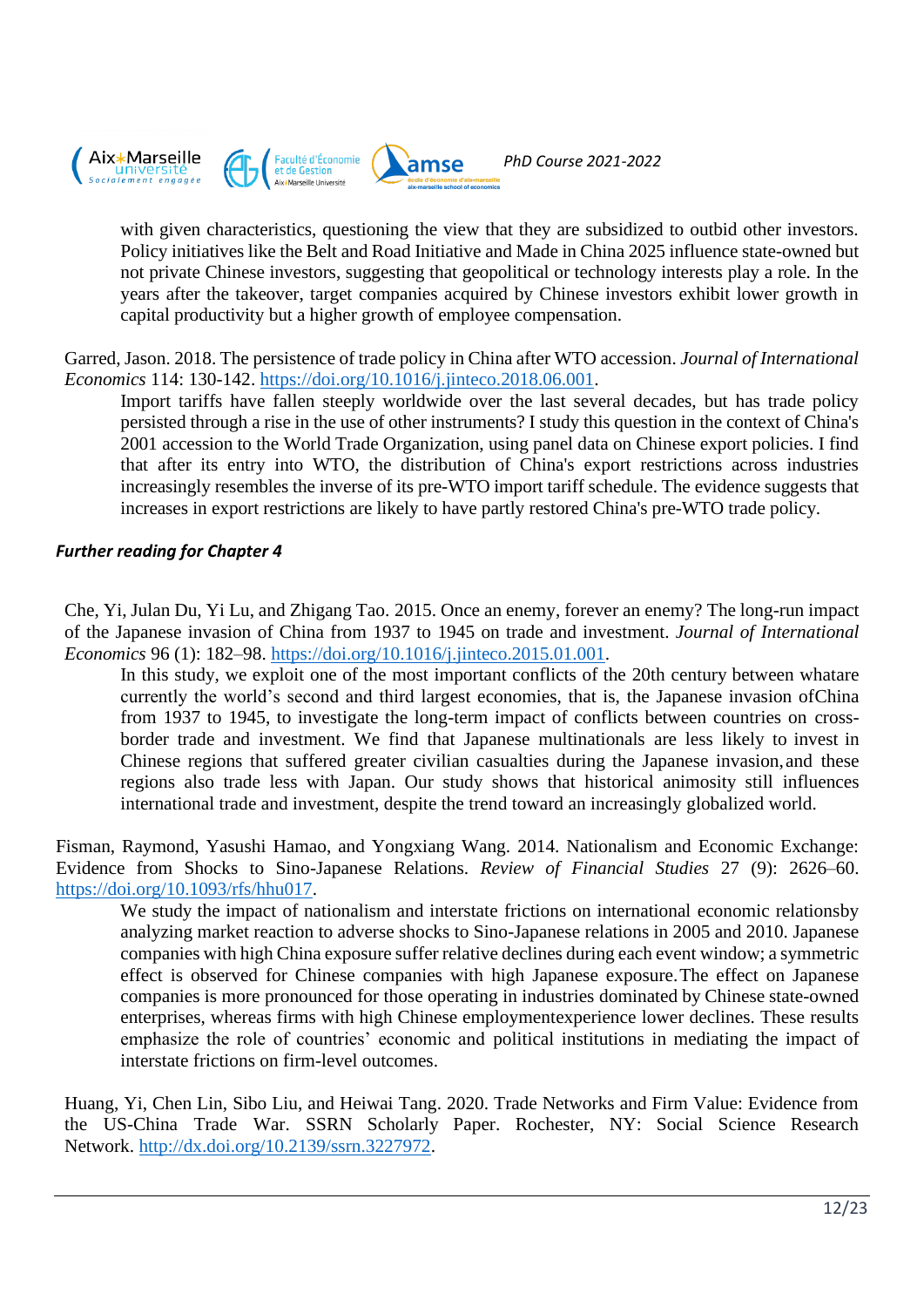with given characteristics, questioning the view that they are subsidized to outbid other investors. Policy initiatives like the Belt and Road Initiative and Made in China 2025 influence state-owned but not private Chinese investors, suggesting that geopolitical or technology interests play a role. In the years after the takeover, target companies acquired by Chinese investors exhibit lower growth in capital productivity but a higher growth of employee compensation.

Garred, Jason. 2018. The persistence of trade policy in China after WTO accession. *Journal of International Economics* 114: 130-142. https://doi.org/10.1016/j.jinteco.2018.06.001.

> Import tariffs have fallen steeply worldwide over the last several decades, but has trade policy persisted through a rise in the use of other instruments? I study this question in the context of China's 2001 accession to the World Trade Organization, using panel data on Chinese export policies. I find that after its entry into WTO, the distribution of China's export restrictions across industries increasingly resembles the inverse of its pre-WTO import tariff schedule. The evidence suggests that increases in export restrictions are likely to have partly restored China's pre-WTO trade policy.

### *Further reading for Chapter 4*

Che, Yi, Julan Du, Yi Lu, and Zhigang Tao. 2015. Once an enemy, forever an enemy? The long-run impact of the Japanese invasion of China from 1937 to 1945 on trade and investment. *Journal of International Economics* 96 (1): 182–98. https://doi.org/10.1016/j.jinteco.2015.01.001.

> In this study, we exploit one of the most important conflicts of the 20th century between whatare currently the world's second and third largest economies, that is, the Japanese invasion ofChina from 1937 to 1945, to investigate the long-term impact of conflicts between countries on cross-border trade and investment. We find that Japanese multinationals are less likely to invest in Chinese regions that suffered greater civilian casualties during the Japanese invasion, and these regions also trade less with Japan. Our study shows that historical animosity still influences international trade and investment, despite the trend toward an increasingly globalized world.

Fisman, Raymond, Yasushi Hamao, and Yongxiang Wang. 2014. Nationalism and Economic Exchange: Evidence from Shocks to Sino-Japanese Relations. *Review of Financial Studies* 27 (9): 2626–60. https://doi.org/10.1093/rfs/hhu017.

> We study the impact of nationalism and interstate frictions on international economic relationsby analyzing market reaction to adverse shocks to Sino-Japanese relations in 2005 and 2010. Japanese companies with high China exposure suffer relative declines during each event window; a symmetric effect is observed for Chinese companies with high Japanese exposure.The effect on Japanese companies is more pronounced for those operating in industries dominated by Chinese state-owned enterprises, whereas firms with high Chinese employmentexperience lower declines. These results emphasize the role of countries' economic and political institutions in mediating the impact of interstate frictions on firm-level outcomes.

Huang, Yi, Chen Lin, Sibo Liu, and Heiwai Tang. 2020. Trade Networks and Firm Value: Evidence from the US-China Trade War. SSRN Scholarly Paper. Rochester, NY: Social Science Research Network. http://dx.doi.org/10.2139/ssrn.3227972.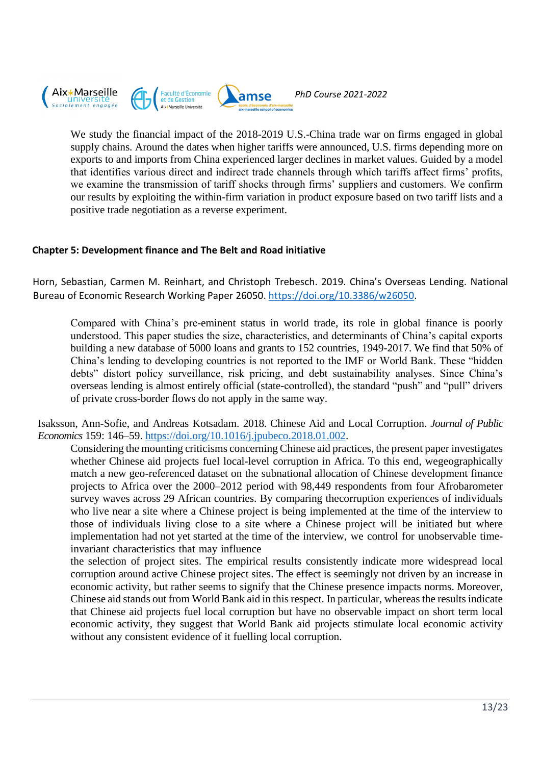We study the financial impact of the 2018-2019 U.S.-China trade war on firms engaged in global supply chains. Around the dates when higher tariffs were announced, U.S. firms depending more on exports to and imports from China experienced larger declines in market values. Guided by a model that identifies various direct and indirect trade channels through which tariffs affect firms' profits, we examine the transmission of tariff shocks through firms' suppliers and customers. We confirm our results by exploiting the within-firm variation in product exposure based on two tariff lists and a positive trade negotiation as a reverse experiment.

## Chapter 5: Development finance and The Belt and Road initiative

Horn, Sebastian, Carmen M. Reinhart, and Christoph Trebesch. 2019. China's Overseas Lending. National Bureau of Economic Research Working Paper 26050. https://doi.org/10.3386/w26050.

> Compared with China's pre-eminent status in world trade, its role in global finance is poorly understood. This paper studies the size, characteristics, and determinants of China's capital exports building a new database of 5000 loans and grants to 152 countries, 1949-2017. We find that 50% of China's lending to developing countries is not reported to the IMF or World Bank. These "hidden debts" distort policy surveillance, risk pricing, and debt sustainability analyses. Since China's overseas lending is almost entirely official (state-controlled), the standard "push" and "pull" drivers of private cross-border flows do not apply in the same way.

Isaksson, Ann-Sofie, and Andreas Kotsadam. 2018. Chinese Aid and Local Corruption. *Journal of Public Economics* 159: 146–59. https://doi.org/10.1016/j.jpubeco.2018.01.002.

> Considering the mounting criticisms concerning Chinese aid practices, the present paper investigates whether Chinese aid projects fuel local-level corruption in Africa. To this end, wegeographically match a new geo-referenced dataset on the subnational allocation of Chinese development finance projects to Africa over the 2000–2012 period with 98,449 respondents from four Afrobarometer survey waves across 29 African countries. By comparing thecorruption experiences of individuals who live near a site where a Chinese project is being implemented at the time of the interview to those of individuals living close to a site where a Chinese project will be initiated but where implementation had not yet started at the time of the interview, we control for unobservable time-invariant characteristics that may influence
> the selection of project sites. The empirical results consistently indicate more widespread local corruption around active Chinese project sites. The effect is seemingly not driven by an increase in economic activity, but rather seems to signify that the Chinese presence impacts norms. Moreover, Chinese aid stands out from World Bank aid in this respect. In particular, whereas the results indicate that Chinese aid projects fuel local corruption but have no observable impact on short term local economic activity, they suggest that World Bank aid projects stimulate local economic activity without any consistent evidence of it fuelling local corruption.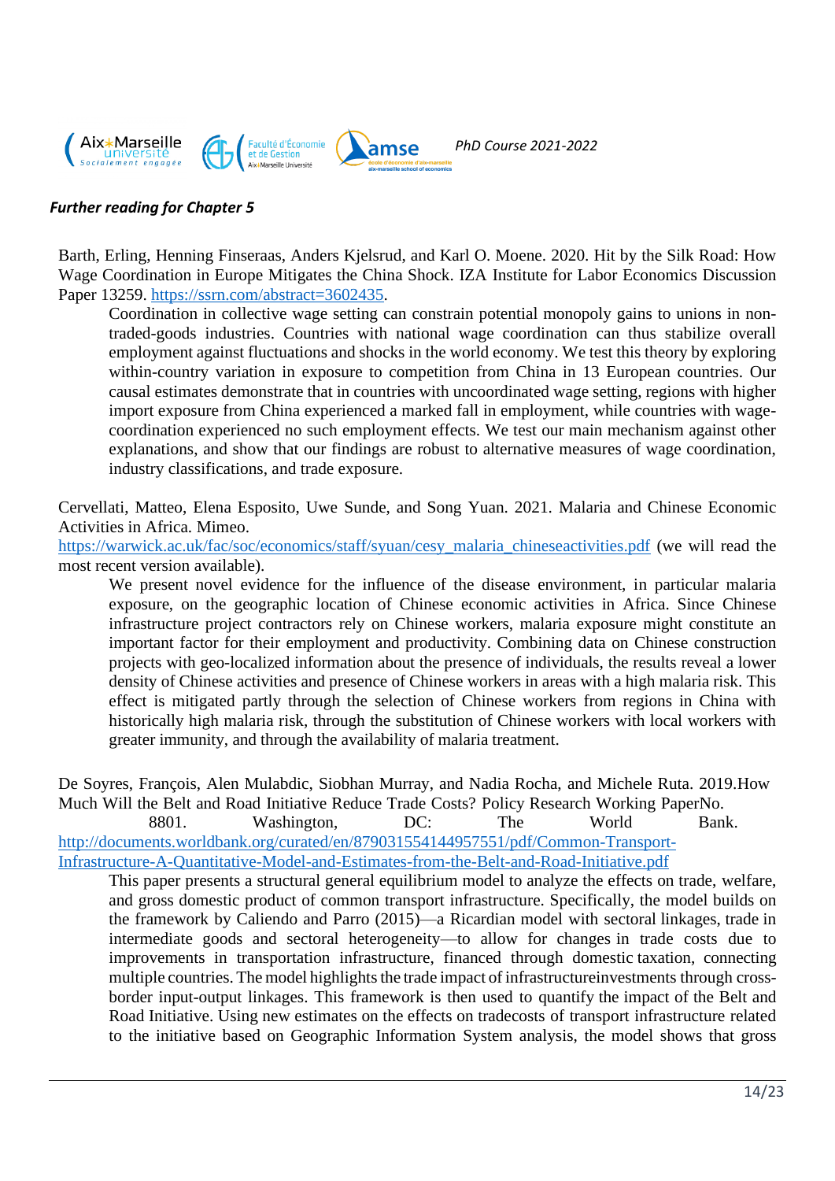***Further reading for Chapter 5***

Barth, Erling, Henning Finseraas, Anders Kjelsrud, and Karl O. Moene. 2020. Hit by the Silk Road: How Wage Coordination in Europe Mitigates the China Shock. IZA Institute for Labor Economics Discussion Paper 13259. https://ssrn.com/abstract=3602435.

> Coordination in collective wage setting can constrain potential monopoly gains to unions in non-traded-goods industries. Countries with national wage coordination can thus stabilize overall employment against fluctuations and shocks in the world economy. We test this theory by exploring within-country variation in exposure to competition from China in 13 European countries. Our causal estimates demonstrate that in countries with uncoordinated wage setting, regions with higher import exposure from China experienced a marked fall in employment, while countries with wage-coordination experienced no such employment effects. We test our main mechanism against other explanations, and show that our findings are robust to alternative measures of wage coordination, industry classifications, and trade exposure.

Cervellati, Matteo, Elena Esposito, Uwe Sunde, and Song Yuan. 2021. Malaria and Chinese Economic Activities in Africa. Mimeo.
https://warwick.ac.uk/fac/soc/economics/staff/syuan/cesy_malaria_chineseactivities.pdf (we will read the most recent version available).

> We present novel evidence for the influence of the disease environment, in particular malaria exposure, on the geographic location of Chinese economic activities in Africa. Since Chinese infrastructure project contractors rely on Chinese workers, malaria exposure might constitute an important factor for their employment and productivity. Combining data on Chinese construction projects with geo-localized information about the presence of individuals, the results reveal a lower density of Chinese activities and presence of Chinese workers in areas with a high malaria risk. This effect is mitigated partly through the selection of Chinese workers from regions in China with historically high malaria risk, through the substitution of Chinese workers with local workers with greater immunity, and through the availability of malaria treatment.

De Soyres, François, Alen Mulabdic, Siobhan Murray, and Nadia Rocha, and Michele Ruta. 2019.How Much Will the Belt and Road Initiative Reduce Trade Costs? Policy Research Working PaperNo. 8801. Washington, DC: The World Bank.
http://documents.worldbank.org/curated/en/879031554144957551/pdf/Common-Transport-Infrastructure-A-Quantitative-Model-and-Estimates-from-the-Belt-and-Road-Initiative.pdf

> This paper presents a structural general equilibrium model to analyze the effects on trade, welfare, and gross domestic product of common transport infrastructure. Specifically, the model builds on the framework by Caliendo and Parro (2015)—a Ricardian model with sectoral linkages, trade in intermediate goods and sectoral heterogeneity—to allow for changes in trade costs due to improvements in transportation infrastructure, financed through domestic taxation, connecting multiple countries. The model highlights the trade impact of infrastructureinvestments through cross-border input-output linkages. This framework is then used to quantify the impact of the Belt and Road Initiative. Using new estimates on the effects on tradecosts of transport infrastructure related to the initiative based on Geographic Information System analysis, the model shows that gross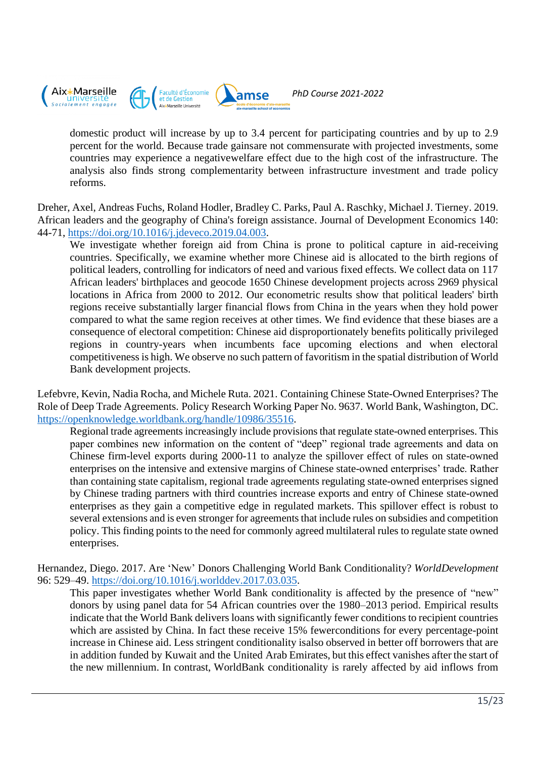domestic product will increase by up to 3.4 percent for participating countries and by up to 2.9 percent for the world. Because trade gainsare not commensurate with projected investments, some countries may experience a negativewelfare effect due to the high cost of the infrastructure. The analysis also finds strong complementarity between infrastructure investment and trade policy reforms.

Dreher, Axel, Andreas Fuchs, Roland Hodler, Bradley C. Parks, Paul A. Raschky, Michael J. Tierney. 2019. African leaders and the geography of China's foreign assistance. Journal of Development Economics 140: 44-71, https://doi.org/10.1016/j.jdeveco.2019.04.003.

> We investigate whether foreign aid from China is prone to political capture in aid-receiving countries. Specifically, we examine whether more Chinese aid is allocated to the birth regions of political leaders, controlling for indicators of need and various fixed effects. We collect data on 117 African leaders' birthplaces and geocode 1650 Chinese development projects across 2969 physical locations in Africa from 2000 to 2012. Our econometric results show that political leaders' birth regions receive substantially larger financial flows from China in the years when they hold power compared to what the same region receives at other times. We find evidence that these biases are a consequence of electoral competition: Chinese aid disproportionately benefits politically privileged regions in country-years when incumbents face upcoming elections and when electoral competitiveness is high. We observe no such pattern of favoritism in the spatial distribution of World Bank development projects.

Lefebvre, Kevin, Nadia Rocha, and Michele Ruta. 2021. Containing Chinese State-Owned Enterprises? The Role of Deep Trade Agreements. Policy Research Working Paper No. 9637. World Bank, Washington, DC. https://openknowledge.worldbank.org/handle/10986/35516.

> Regional trade agreements increasingly include provisions that regulate state-owned enterprises. This paper combines new information on the content of "deep" regional trade agreements and data on Chinese firm-level exports during 2000-11 to analyze the spillover effect of rules on state-owned enterprises on the intensive and extensive margins of Chinese state-owned enterprises' trade. Rather than containing state capitalism, regional trade agreements regulating state-owned enterprises signed by Chinese trading partners with third countries increase exports and entry of Chinese state-owned enterprises as they gain a competitive edge in regulated markets. This spillover effect is robust to several extensions and is even stronger for agreements that include rules on subsidies and competition policy. This finding points to the need for commonly agreed multilateral rules to regulate state owned enterprises.

Hernandez, Diego. 2017. Are 'New' Donors Challenging World Bank Conditionality? *WorldDevelopment* 96: 529–49. https://doi.org/10.1016/j.worlddev.2017.03.035.

> This paper investigates whether World Bank conditionality is affected by the presence of "new" donors by using panel data for 54 African countries over the 1980–2013 period. Empirical results indicate that the World Bank delivers loans with significantly fewer conditions to recipient countries which are assisted by China. In fact these receive 15% fewerconditions for every percentage-point increase in Chinese aid. Less stringent conditionality isalso observed in better off borrowers that are in addition funded by Kuwait and the United Arab Emirates, but this effect vanishes after the start of the new millennium. In contrast, WorldBank conditionality is rarely affected by aid inflows from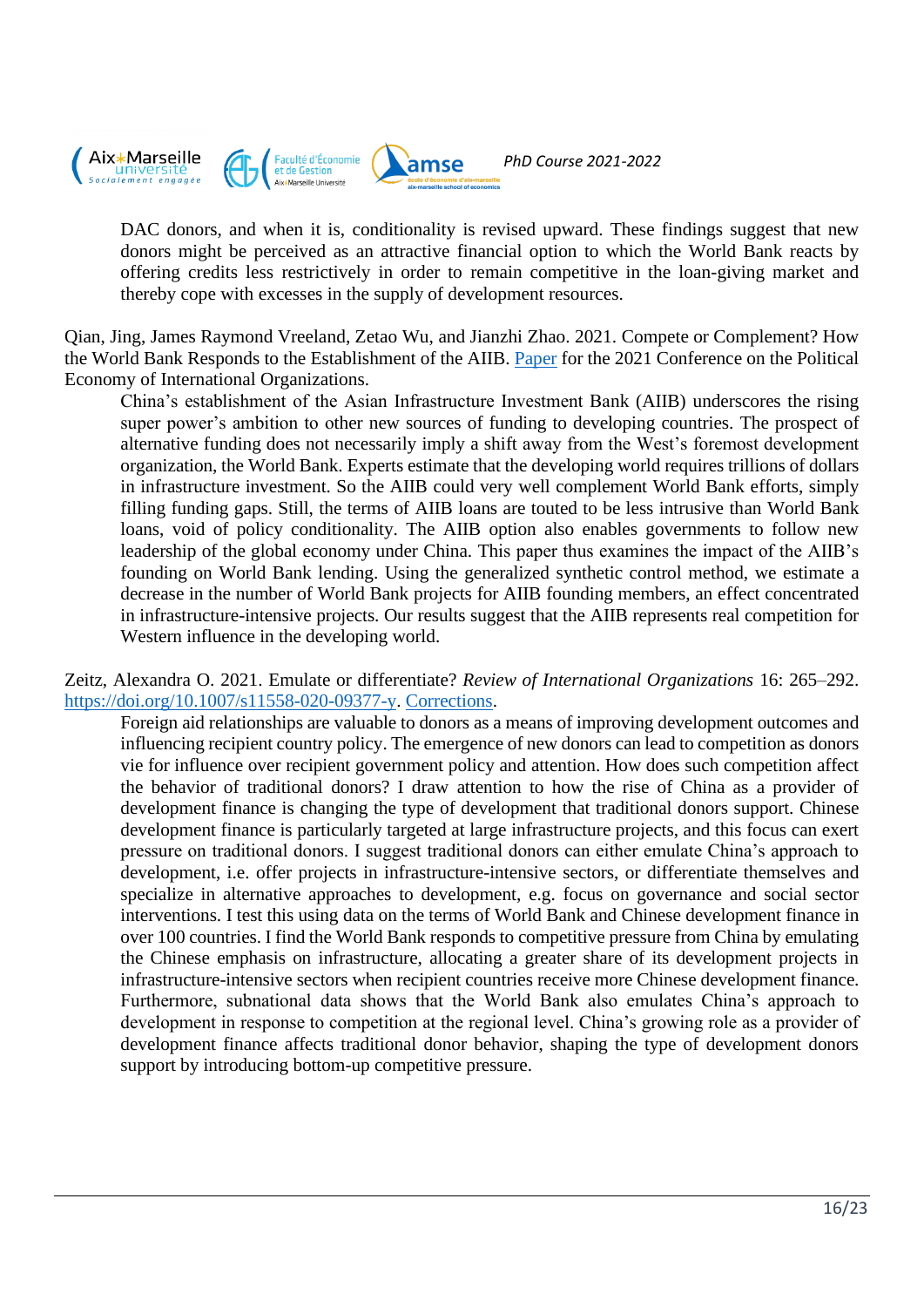DAC donors, and when it is, conditionality is revised upward. These findings suggest that new donors might be perceived as an attractive financial option to which the World Bank reacts by offering credits less restrictively in order to remain competitive in the loan-giving market and thereby cope with excesses in the supply of development resources.

Qian, Jing, James Raymond Vreeland, Zetao Wu, and Jianzhi Zhao. 2021. Compete or Complement? How the World Bank Responds to the Establishment of the AIIB. Paper for the 2021 Conference on the Political Economy of International Organizations.

> China's establishment of the Asian Infrastructure Investment Bank (AIIB) underscores the rising super power's ambition to other new sources of funding to developing countries. The prospect of alternative funding does not necessarily imply a shift away from the West's foremost development organization, the World Bank. Experts estimate that the developing world requires trillions of dollars in infrastructure investment. So the AIIB could very well complement World Bank efforts, simply filling funding gaps. Still, the terms of AIIB loans are touted to be less intrusive than World Bank loans, void of policy conditionality. The AIIB option also enables governments to follow new leadership of the global economy under China. This paper thus examines the impact of the AIIB's founding on World Bank lending. Using the generalized synthetic control method, we estimate a decrease in the number of World Bank projects for AIIB founding members, an effect concentrated in infrastructure-intensive projects. Our results suggest that the AIIB represents real competition for Western influence in the developing world.

Zeitz, Alexandra O. 2021. Emulate or differentiate? *Review of International Organizations* 16: 265–292. https://doi.org/10.1007/s11558-020-09377-y. Corrections.

> Foreign aid relationships are valuable to donors as a means of improving development outcomes and influencing recipient country policy. The emergence of new donors can lead to competition as donors vie for influence over recipient government policy and attention. How does such competition affect the behavior of traditional donors? I draw attention to how the rise of China as a provider of development finance is changing the type of development that traditional donors support. Chinese development finance is particularly targeted at large infrastructure projects, and this focus can exert pressure on traditional donors. I suggest traditional donors can either emulate China's approach to development, i.e. offer projects in infrastructure-intensive sectors, or differentiate themselves and specialize in alternative approaches to development, e.g. focus on governance and social sector interventions. I test this using data on the terms of World Bank and Chinese development finance in over 100 countries. I find the World Bank responds to competitive pressure from China by emulating the Chinese emphasis on infrastructure, allocating a greater share of its development projects in infrastructure-intensive sectors when recipient countries receive more Chinese development finance. Furthermore, subnational data shows that the World Bank also emulates China's approach to development in response to competition at the regional level. China's growing role as a provider of development finance affects traditional donor behavior, shaping the type of development donors support by introducing bottom-up competitive pressure.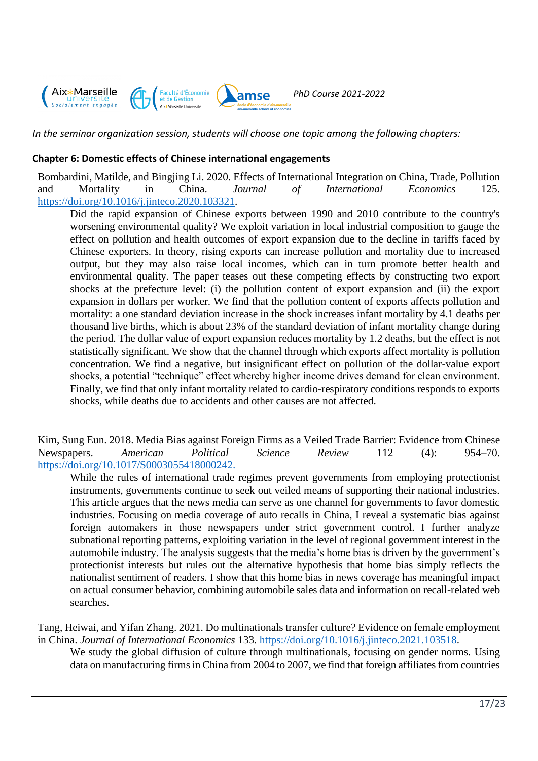*In the seminar organization session, students will choose one topic among the following chapters:*

**Chapter 6: Domestic effects of Chinese international engagements**

Bombardini, Matilde, and Bingjing Li. 2020. Effects of International Integration on China, Trade, Pollution and Mortality in China. *Journal of International Economics* 125. https://doi.org/10.1016/j.jinteco.2020.103321.

> Did the rapid expansion of Chinese exports between 1990 and 2010 contribute to the country's worsening environmental quality? We exploit variation in local industrial composition to gauge the effect on pollution and health outcomes of export expansion due to the decline in tariffs faced by Chinese exporters. In theory, rising exports can increase pollution and mortality due to increased output, but they may also raise local incomes, which can in turn promote better health and environmental quality. The paper teases out these competing effects by constructing two export shocks at the prefecture level: (i) the pollution content of export expansion and (ii) the export expansion in dollars per worker. We find that the pollution content of exports affects pollution and mortality: a one standard deviation increase in the shock increases infant mortality by 4.1 deaths per thousand live births, which is about 23% of the standard deviation of infant mortality change during the period. The dollar value of export expansion reduces mortality by 1.2 deaths, but the effect is not statistically significant. We show that the channel through which exports affect mortality is pollution concentration. We find a negative, but insignificant effect on pollution of the dollar-value export shocks, a potential "technique" effect whereby higher income drives demand for clean environment. Finally, we find that only infant mortality related to cardio-respiratory conditions responds to exports shocks, while deaths due to accidents and other causes are not affected.

Kim, Sung Eun. 2018. Media Bias against Foreign Firms as a Veiled Trade Barrier: Evidence from Chinese Newspapers. *American Political Science Review* 112 (4): 954–70. https://doi.org/10.1017/S0003055418000242.

> While the rules of international trade regimes prevent governments from employing protectionist instruments, governments continue to seek out veiled means of supporting their national industries. This article argues that the news media can serve as one channel for governments to favor domestic industries. Focusing on media coverage of auto recalls in China, I reveal a systematic bias against foreign automakers in those newspapers under strict government control. I further analyze subnational reporting patterns, exploiting variation in the level of regional government interest in the automobile industry. The analysis suggests that the media's home bias is driven by the government's protectionist interests but rules out the alternative hypothesis that home bias simply reflects the nationalist sentiment of readers. I show that this home bias in news coverage has meaningful impact on actual consumer behavior, combining automobile sales data and information on recall-related web searches.

Tang, Heiwai, and Yifan Zhang. 2021. Do multinationals transfer culture? Evidence on female employment in China. *Journal of International Economics* 133. https://doi.org/10.1016/j.jinteco.2021.103518.

> We study the global diffusion of culture through multinationals, focusing on gender norms. Using data on manufacturing firms in China from 2004 to 2007, we find that foreign affiliates from countries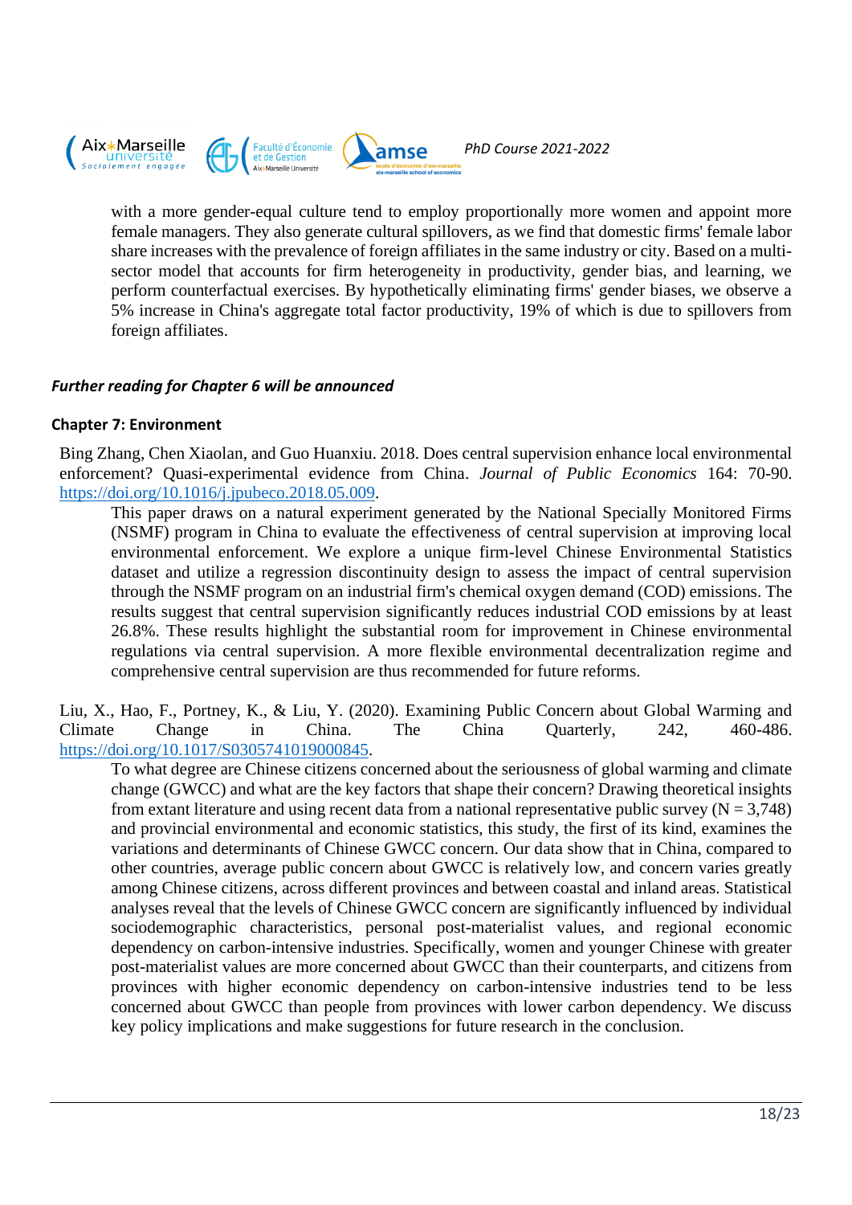with a more gender-equal culture tend to employ proportionally more women and appoint more female managers. They also generate cultural spillovers, as we find that domestic firms' female labor share increases with the prevalence of foreign affiliates in the same industry or city. Based on a multi-sector model that accounts for firm heterogeneity in productivity, gender bias, and learning, we perform counterfactual exercises. By hypothetically eliminating firms' gender biases, we observe a 5% increase in China's aggregate total factor productivity, 19% of which is due to spillovers from foreign affiliates.

***Further reading for Chapter 6 will be announced***

**Chapter 7: Environment**

Bing Zhang, Chen Xiaolan, and Guo Huanxiu. 2018. Does central supervision enhance local environmental enforcement? Quasi-experimental evidence from China. *Journal of Public Economics* 164: 70-90. https://doi.org/10.1016/j.jpubeco.2018.05.009.

> This paper draws on a natural experiment generated by the National Specially Monitored Firms (NSMF) program in China to evaluate the effectiveness of central supervision at improving local environmental enforcement. We explore a unique firm-level Chinese Environmental Statistics dataset and utilize a regression discontinuity design to assess the impact of central supervision through the NSMF program on an industrial firm's chemical oxygen demand (COD) emissions. The results suggest that central supervision significantly reduces industrial COD emissions by at least 26.8%. These results highlight the substantial room for improvement in Chinese environmental regulations via central supervision. A more flexible environmental decentralization regime and comprehensive central supervision are thus recommended for future reforms.

Liu, X., Hao, F., Portney, K., & Liu, Y. (2020). Examining Public Concern about Global Warming and Climate Change in China. The China Quarterly, 242, 460-486. https://doi.org/10.1017/S0305741019000845.

> To what degree are Chinese citizens concerned about the seriousness of global warming and climate change (GWCC) and what are the key factors that shape their concern? Drawing theoretical insights from extant literature and using recent data from a national representative public survey (N = 3,748) and provincial environmental and economic statistics, this study, the first of its kind, examines the variations and determinants of Chinese GWCC concern. Our data show that in China, compared to other countries, average public concern about GWCC is relatively low, and concern varies greatly among Chinese citizens, across different provinces and between coastal and inland areas. Statistical analyses reveal that the levels of Chinese GWCC concern are significantly influenced by individual sociodemographic characteristics, personal post-materialist values, and regional economic dependency on carbon-intensive industries. Specifically, women and younger Chinese with greater post-materialist values are more concerned about GWCC than their counterparts, and citizens from provinces with higher economic dependency on carbon-intensive industries tend to be less concerned about GWCC than people from provinces with lower carbon dependency. We discuss key policy implications and make suggestions for future research in the conclusion.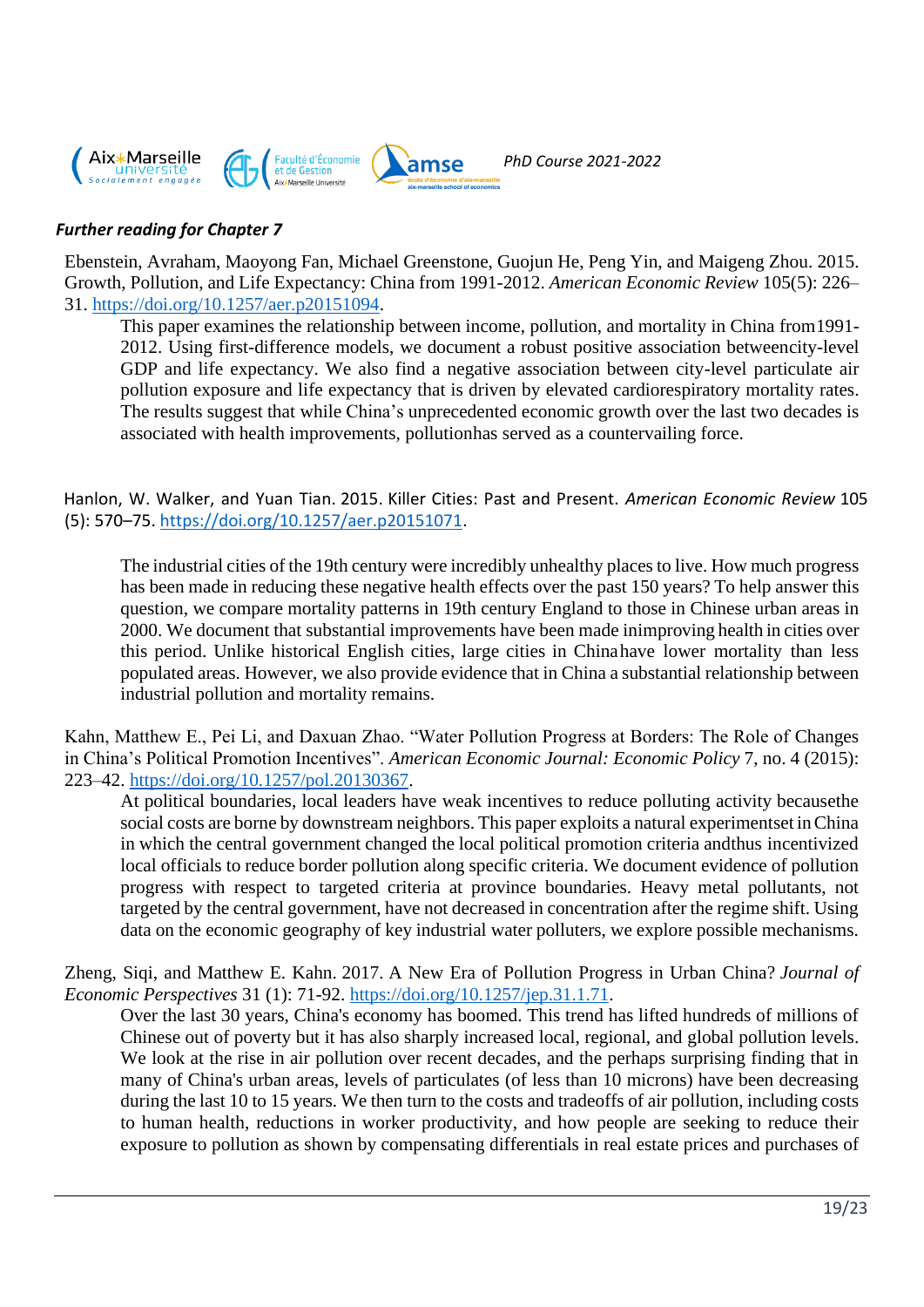### *Further reading for Chapter 7*

Ebenstein, Avraham, Maoyong Fan, Michael Greenstone, Guojun He, Peng Yin, and Maigeng Zhou. 2015. Growth, Pollution, and Life Expectancy: China from 1991-2012. *American Economic Review* 105(5): 226–31. https://doi.org/10.1257/aer.p20151094.

> This paper examines the relationship between income, pollution, and mortality in China from1991-2012. Using first-difference models, we document a robust positive association betweencity-level GDP and life expectancy. We also find a negative association between city-level particulate air pollution exposure and life expectancy that is driven by elevated cardiorespiratory mortality rates. The results suggest that while China's unprecedented economic growth over the last two decades is associated with health improvements, pollutionhas served as a countervailing force.

Hanlon, W. Walker, and Yuan Tian. 2015. Killer Cities: Past and Present. *American Economic Review* 105 (5): 570–75. https://doi.org/10.1257/aer.p20151071.

> The industrial cities of the 19th century were incredibly unhealthy places to live. How much progress has been made in reducing these negative health effects over the past 150 years? To help answer this question, we compare mortality patterns in 19th century England to those in Chinese urban areas in 2000. We document that substantial improvements have been made inimproving health in cities over this period. Unlike historical English cities, large cities in Chinahave lower mortality than less populated areas. However, we also provide evidence that in China a substantial relationship between industrial pollution and mortality remains.

Kahn, Matthew E., Pei Li, and Daxuan Zhao. "Water Pollution Progress at Borders: The Role of Changes in China's Political Promotion Incentives". *American Economic Journal: Economic Policy* 7, no. 4 (2015): 223–42. https://doi.org/10.1257/pol.20130367.

> At political boundaries, local leaders have weak incentives to reduce polluting activity becausethe social costs are borne by downstream neighbors. This paper exploits a natural experimentset in China in which the central government changed the local political promotion criteria andthus incentivized local officials to reduce border pollution along specific criteria. We document evidence of pollution progress with respect to targeted criteria at province boundaries. Heavy metal pollutants, not targeted by the central government, have not decreased in concentration after the regime shift. Using data on the economic geography of key industrial water polluters, we explore possible mechanisms.

Zheng, Siqi, and Matthew E. Kahn. 2017. A New Era of Pollution Progress in Urban China? *Journal of Economic Perspectives* 31 (1): 71-92. https://doi.org/10.1257/jep.31.1.71.

> Over the last 30 years, China's economy has boomed. This trend has lifted hundreds of millions of Chinese out of poverty but it has also sharply increased local, regional, and global pollution levels. We look at the rise in air pollution over recent decades, and the perhaps surprising finding that in many of China's urban areas, levels of particulates (of less than 10 microns) have been decreasing during the last 10 to 15 years. We then turn to the costs and tradeoffs of air pollution, including costs to human health, reductions in worker productivity, and how people are seeking to reduce their exposure to pollution as shown by compensating differentials in real estate prices and purchases of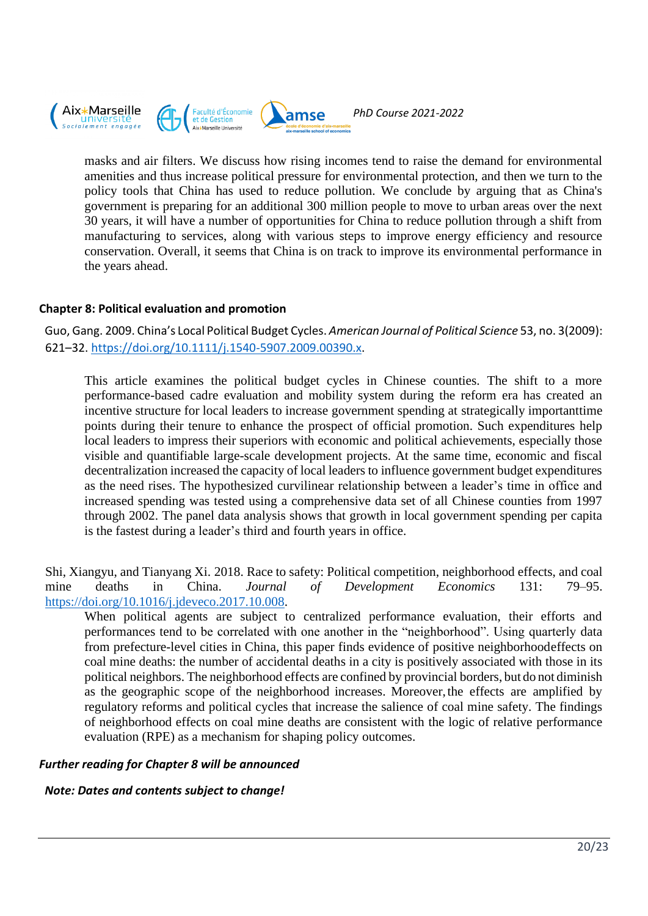masks and air filters. We discuss how rising incomes tend to raise the demand for environmental amenities and thus increase political pressure for environmental protection, and then we turn to the policy tools that China has used to reduce pollution. We conclude by arguing that as China's government is preparing for an additional 300 million people to move to urban areas over the next 30 years, it will have a number of opportunities for China to reduce pollution through a shift from manufacturing to services, along with various steps to improve energy efficiency and resource conservation. Overall, it seems that China is on track to improve its environmental performance in the years ahead.

### Chapter 8: Political evaluation and promotion

Guo, Gang. 2009. China's Local Political Budget Cycles. *American Journal of Political Science* 53, no. 3(2009): 621–32. https://doi.org/10.1111/j.1540-5907.2009.00390.x.

> This article examines the political budget cycles in Chinese counties. The shift to a more performance-based cadre evaluation and mobility system during the reform era has created an incentive structure for local leaders to increase government spending at strategically importanttime points during their tenure to enhance the prospect of official promotion. Such expenditures help local leaders to impress their superiors with economic and political achievements, especially those visible and quantifiable large-scale development projects. At the same time, economic and fiscal decentralization increased the capacity of local leaders to influence government budget expenditures as the need rises. The hypothesized curvilinear relationship between a leader's time in office and increased spending was tested using a comprehensive data set of all Chinese counties from 1997 through 2002. The panel data analysis shows that growth in local government spending per capita is the fastest during a leader's third and fourth years in office.

Shi, Xiangyu, and Tianyang Xi. 2018. Race to safety: Political competition, neighborhood effects, and coal mine deaths in China. *Journal of Development Economics* 131: 79–95. https://doi.org/10.1016/j.jdeveco.2017.10.008.

> When political agents are subject to centralized performance evaluation, their efforts and performances tend to be correlated with one another in the "neighborhood". Using quarterly data from prefecture-level cities in China, this paper finds evidence of positive neighborhoodeffects on coal mine deaths: the number of accidental deaths in a city is positively associated with those in its political neighbors. The neighborhood effects are confined by provincial borders, but do not diminish as the geographic scope of the neighborhood increases. Moreover, the effects are amplified by regulatory reforms and political cycles that increase the salience of coal mine safety. The findings of neighborhood effects on coal mine deaths are consistent with the logic of relative performance evaluation (RPE) as a mechanism for shaping policy outcomes.

***Further reading for Chapter 8 will be announced***

***Note: Dates and contents subject to change!***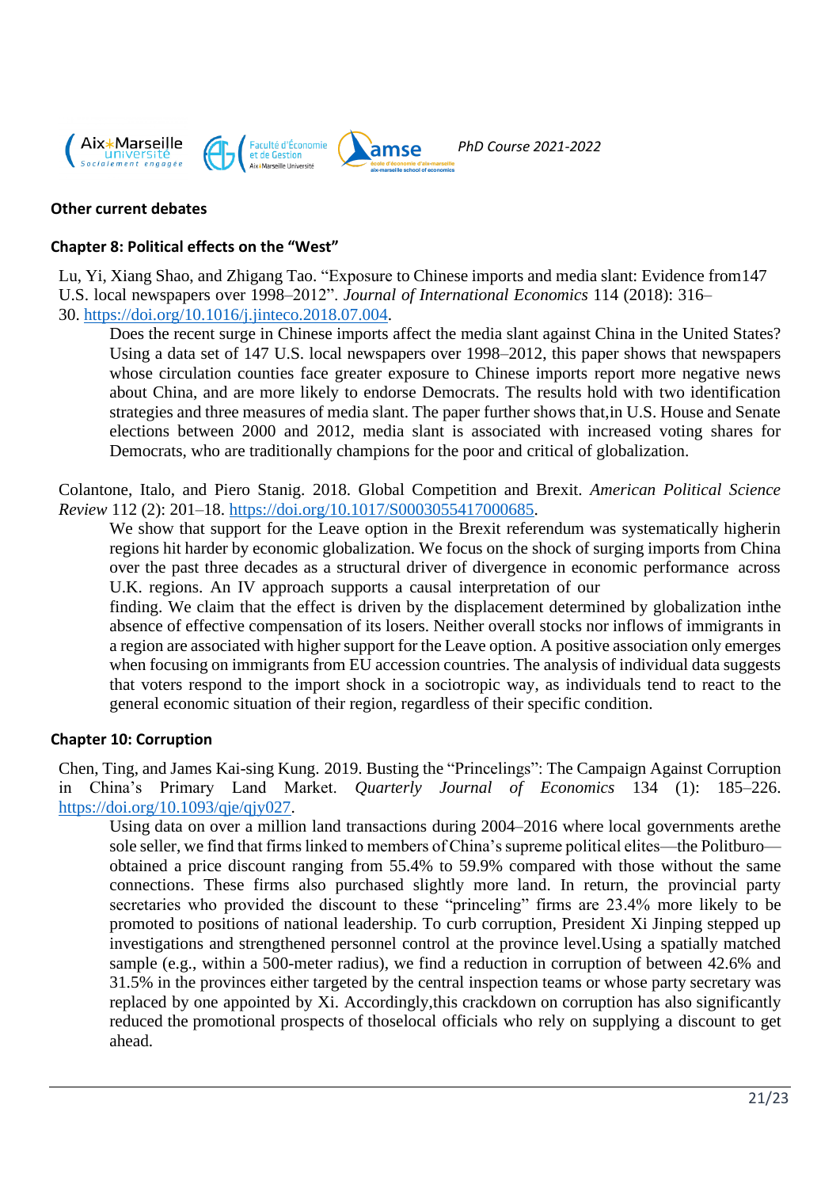## Other current debates

### Chapter 8: Political effects on the "West"

Lu, Yi, Xiang Shao, and Zhigang Tao. "Exposure to Chinese imports and media slant: Evidence from147 U.S. local newspapers over 1998–2012". *Journal of International Economics* 114 (2018): 316–30. https://doi.org/10.1016/j.jinteco.2018.07.004.

> Does the recent surge in Chinese imports affect the media slant against China in the United States? Using a data set of 147 U.S. local newspapers over 1998–2012, this paper shows that newspapers whose circulation counties face greater exposure to Chinese imports report more negative news about China, and are more likely to endorse Democrats. The results hold with two identification strategies and three measures of media slant. The paper further shows that,in U.S. House and Senate elections between 2000 and 2012, media slant is associated with increased voting shares for Democrats, who are traditionally champions for the poor and critical of globalization.

Colantone, Italo, and Piero Stanig. 2018. Global Competition and Brexit. *American Political Science Review* 112 (2): 201–18. https://doi.org/10.1017/S0003055417000685.

> We show that support for the Leave option in the Brexit referendum was systematically higherin regions hit harder by economic globalization. We focus on the shock of surging imports from China over the past three decades as a structural driver of divergence in economic performance across U.K. regions. An IV approach supports a causal interpretation of our finding. We claim that the effect is driven by the displacement determined by globalization inthe absence of effective compensation of its losers. Neither overall stocks nor inflows of immigrants in a region are associated with higher support for the Leave option. A positive association only emerges when focusing on immigrants from EU accession countries. The analysis of individual data suggests that voters respond to the import shock in a sociotropic way, as individuals tend to react to the general economic situation of their region, regardless of their specific condition.

### Chapter 10: Corruption

Chen, Ting, and James Kai-sing Kung. 2019. Busting the "Princelings": The Campaign Against Corruption in China's Primary Land Market. *Quarterly Journal of Economics* 134 (1): 185–226. https://doi.org/10.1093/qje/qjy027.

> Using data on over a million land transactions during 2004–2016 where local governments arethe sole seller, we find that firms linked to members of China's supreme political elites—the Politburo—obtained a price discount ranging from 55.4% to 59.9% compared with those without the same connections. These firms also purchased slightly more land. In return, the provincial party secretaries who provided the discount to these "princeling" firms are 23.4% more likely to be promoted to positions of national leadership. To curb corruption, President Xi Jinping stepped up investigations and strengthened personnel control at the province level.Using a spatially matched sample (e.g., within a 500-meter radius), we find a reduction in corruption of between 42.6% and 31.5% in the provinces either targeted by the central inspection teams or whose party secretary was replaced by one appointed by Xi. Accordingly,this crackdown on corruption has also significantly reduced the promotional prospects of thoselocal officials who rely on supplying a discount to get ahead.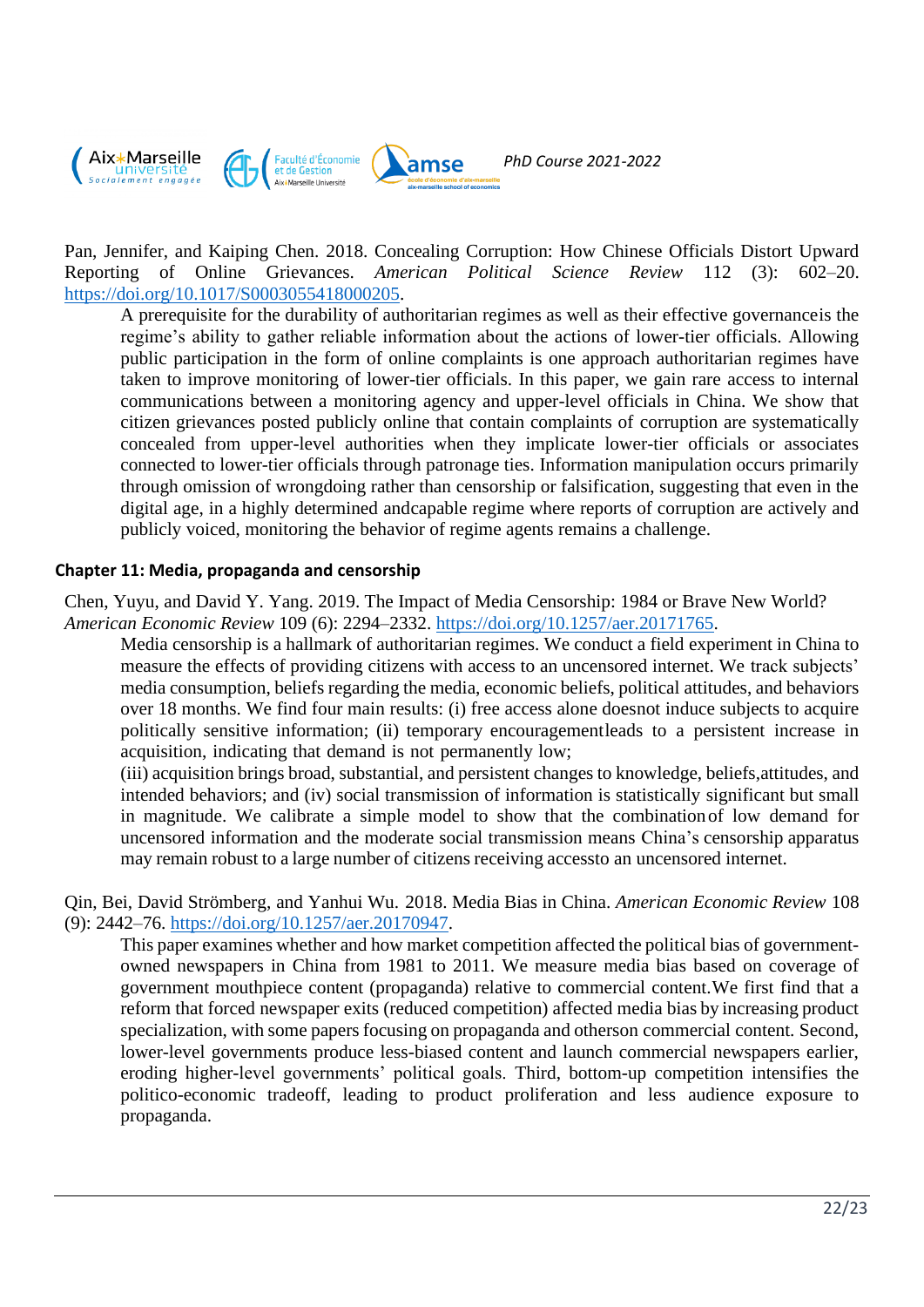Pan, Jennifer, and Kaiping Chen. 2018. Concealing Corruption: How Chinese Officials Distort Upward Reporting of Online Grievances. *American Political Science Review* 112 (3): 602–20. https://doi.org/10.1017/S0003055418000205.

A prerequisite for the durability of authoritarian regimes as well as their effective governanceis the regime's ability to gather reliable information about the actions of lower-tier officials. Allowing public participation in the form of online complaints is one approach authoritarian regimes have taken to improve monitoring of lower-tier officials. In this paper, we gain rare access to internal communications between a monitoring agency and upper-level officials in China. We show that citizen grievances posted publicly online that contain complaints of corruption are systematically concealed from upper-level authorities when they implicate lower-tier officials or associates connected to lower-tier officials through patronage ties. Information manipulation occurs primarily through omission of wrongdoing rather than censorship or falsification, suggesting that even in the digital age, in a highly determined andcapable regime where reports of corruption are actively and publicly voiced, monitoring the behavior of regime agents remains a challenge.

### Chapter 11: Media, propaganda and censorship

Chen, Yuyu, and David Y. Yang. 2019. The Impact of Media Censorship: 1984 or Brave New World? *American Economic Review* 109 (6): 2294–2332. https://doi.org/10.1257/aer.20171765.

Media censorship is a hallmark of authoritarian regimes. We conduct a field experiment in China to measure the effects of providing citizens with access to an uncensored internet. We track subjects' media consumption, beliefs regarding the media, economic beliefs, political attitudes, and behaviors over 18 months. We find four main results: (i) free access alone doesnot induce subjects to acquire politically sensitive information; (ii) temporary encouragementleads to a persistent increase in acquisition, indicating that demand is not permanently low;
(iii) acquisition brings broad, substantial, and persistent changes to knowledge, beliefs,attitudes, and intended behaviors; and (iv) social transmission of information is statistically significant but small in magnitude. We calibrate a simple model to show that the combinationof low demand for uncensored information and the moderate social transmission means China's censorship apparatus may remain robust to a large number of citizens receiving accessto an uncensored internet.

Qin, Bei, David Strömberg, and Yanhui Wu. 2018. Media Bias in China. *American Economic Review* 108 (9): 2442–76. https://doi.org/10.1257/aer.20170947.

This paper examines whether and how market competition affected the political bias of government-owned newspapers in China from 1981 to 2011. We measure media bias based on coverage of government mouthpiece content (propaganda) relative to commercial content.We first find that a reform that forced newspaper exits (reduced competition) affected media bias by increasing product specialization, with some papers focusing on propaganda and otherson commercial content. Second, lower-level governments produce less-biased content and launch commercial newspapers earlier, eroding higher-level governments' political goals. Third, bottom-up competition intensifies the politico-economic tradeoff, leading to product proliferation and less audience exposure to propaganda.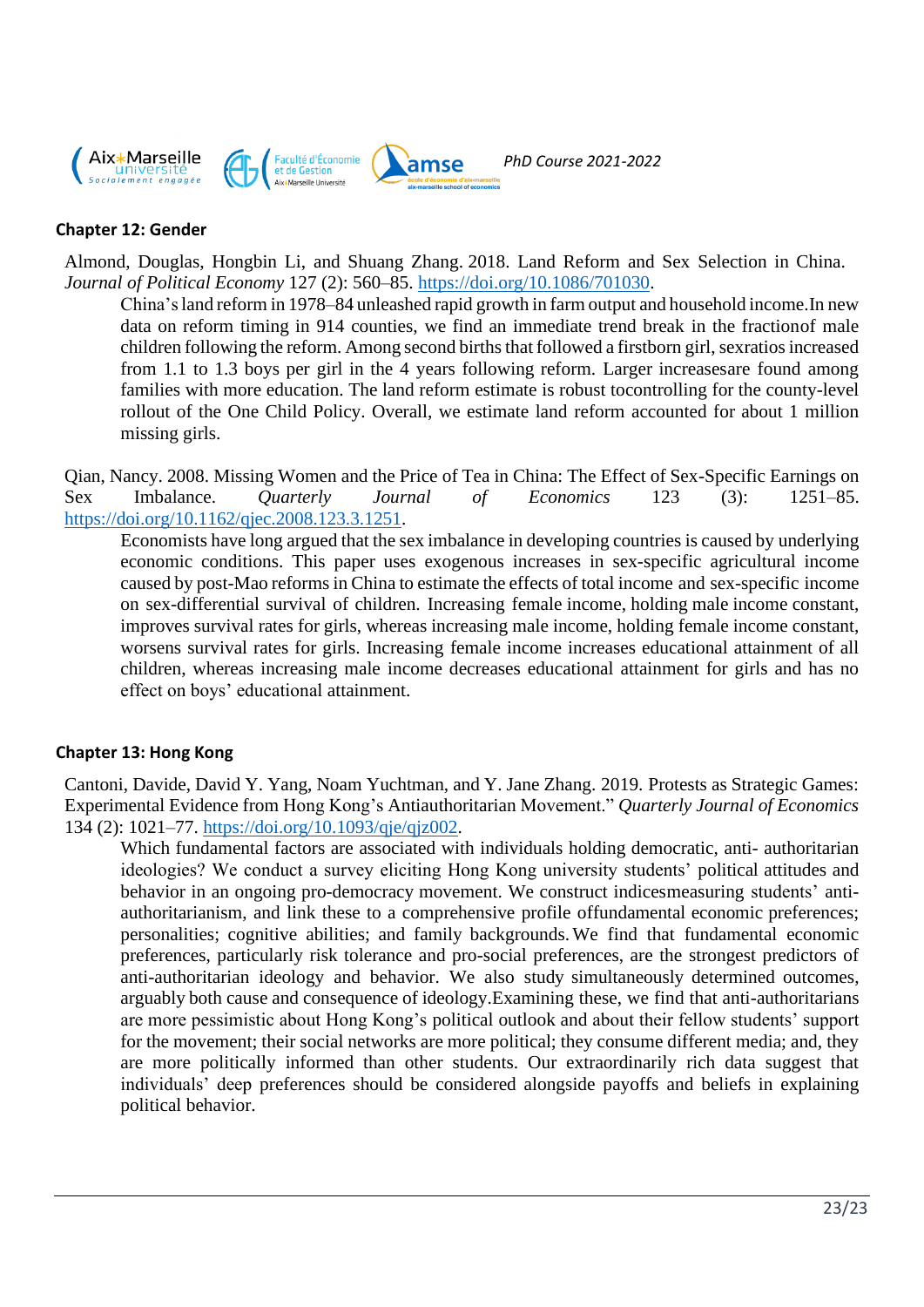## Chapter 12: Gender

Almond, Douglas, Hongbin Li, and Shuang Zhang. 2018. Land Reform and Sex Selection in China. *Journal of Political Economy* 127 (2): 560–85. https://doi.org/10.1086/701030.

> China's land reform in 1978–84 unleashed rapid growth in farm output and household income.In new data on reform timing in 914 counties, we find an immediate trend break in the fractionof male children following the reform. Among second births that followed a firstborn girl, sexratios increased from 1.1 to 1.3 boys per girl in the 4 years following reform. Larger increasesare found among families with more education. The land reform estimate is robust tocontrolling for the county-level rollout of the One Child Policy. Overall, we estimate land reform accounted for about 1 million missing girls.

Qian, Nancy. 2008. Missing Women and the Price of Tea in China: The Effect of Sex-Specific Earnings on Sex Imbalance. *Quarterly Journal of Economics* 123 (3): 1251–85. https://doi.org/10.1162/qjec.2008.123.3.1251.

> Economists have long argued that the sex imbalance in developing countries is caused by underlying economic conditions. This paper uses exogenous increases in sex-specific agricultural income caused by post-Mao reforms in China to estimate the effects of total income and sex-specific income on sex-differential survival of children. Increasing female income, holding male income constant, improves survival rates for girls, whereas increasing male income, holding female income constant, worsens survival rates for girls. Increasing female income increases educational attainment of all children, whereas increasing male income decreases educational attainment for girls and has no effect on boys' educational attainment.

## Chapter 13: Hong Kong

Cantoni, Davide, David Y. Yang, Noam Yuchtman, and Y. Jane Zhang. 2019. Protests as Strategic Games: Experimental Evidence from Hong Kong's Antiauthoritarian Movement." *Quarterly Journal of Economics* 134 (2): 1021–77. https://doi.org/10.1093/qje/qjz002.

> Which fundamental factors are associated with individuals holding democratic, anti- authoritarian ideologies? We conduct a survey eliciting Hong Kong university students' political attitudes and behavior in an ongoing pro-democracy movement. We construct indicesmeasuring students' anti-authoritarianism, and link these to a comprehensive profile offundamental economic preferences; personalities; cognitive abilities; and family backgrounds. We find that fundamental economic preferences, particularly risk tolerance and pro-social preferences, are the strongest predictors of anti-authoritarian ideology and behavior. We also study simultaneously determined outcomes, arguably both cause and consequence of ideology.Examining these, we find that anti-authoritarians are more pessimistic about Hong Kong's political outlook and about their fellow students' support for the movement; their social networks are more political; they consume different media; and, they are more politically informed than other students. Our extraordinarily rich data suggest that individuals' deep preferences should be considered alongside payoffs and beliefs in explaining political behavior.